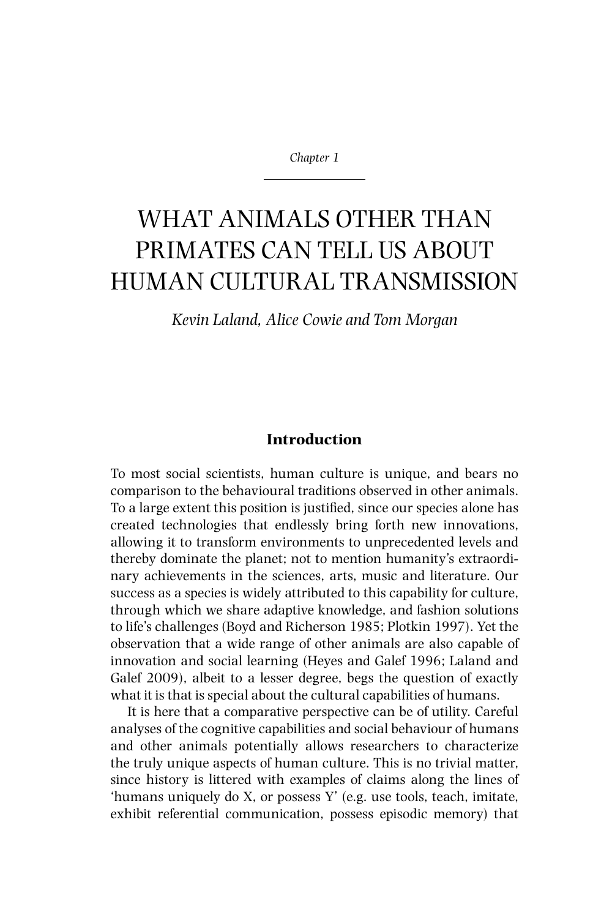*Chapter 1*

# WHAT ANIMALS OTHER THAN PRIMATES CAN TELL US ABOUT HUMAN CULTURAL TRANSMISSION

*Kevin Laland, Alice Cowie and Tom Morgan*

## Introduction

To most social scientists, human culture is unique, and bears no comparison to the behavioural traditions observed in other animals. To a large extent this position is justified, since our species alone has created technologies that endlessly bring forth new innovations, allowing it to transform environments to unprecedented levels and thereby dominate the planet; not to mention humanity's extraordinary achievements in the sciences, arts, music and literature. Our success as a species is widely attributed to this capability for culture, through which we share adaptive knowledge, and fashion solutions to life's challenges (Boyd and Richerson 1985; Plotkin 1997). Yet the observation that a wide range of other animals are also capable of innovation and social learning (Heyes and Galef 1996; Laland and Galef 2009), albeit to a lesser degree, begs the question of exactly what it is that is special about the cultural capabilities of humans.

It is here that a comparative perspective can be of utility. Careful analyses of the cognitive capabilities and social behaviour of humans and other animals potentially allows researchers to characterize the truly unique aspects of human culture. This is no trivial matter, since history is littered with examples of claims along the lines of 'humans uniquely do X, or possess Y' (e.g. use tools, teach, imitate, exhibit referential communication, possess episodic memory) that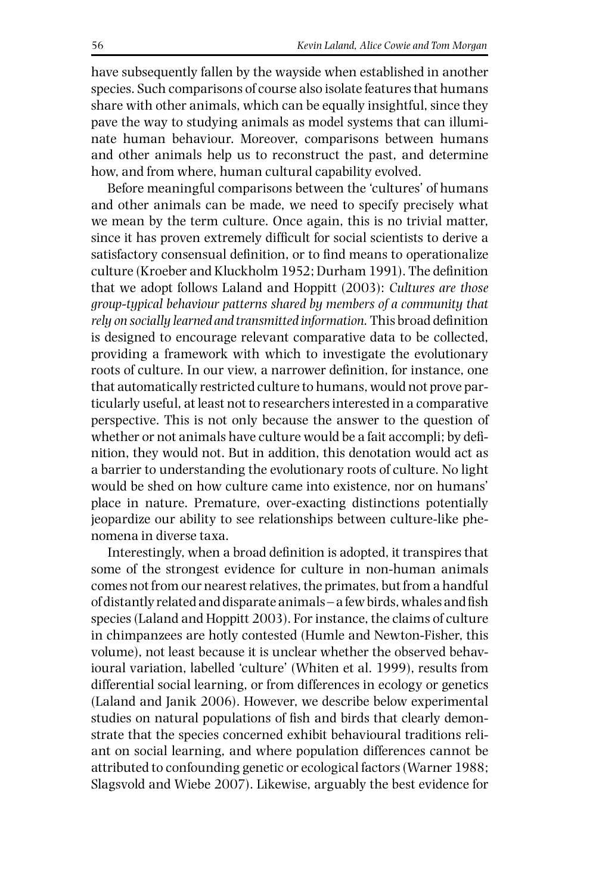have subsequently fallen by the wayside when established in another species. Such comparisons of course also isolate features that humans share with other animals, which can be equally insightful, since they pave the way to studying animals as model systems that can illuminate human behaviour. Moreover, comparisons between humans and other animals help us to reconstruct the past, and determine how, and from where, human cultural capability evolved.

Before meaningful comparisons between the 'cultures' of humans and other animals can be made, we need to specify precisely what we mean by the term culture. Once again, this is no trivial matter, since it has proven extremely difficult for social scientists to derive a satisfactory consensual definition, or to find means to operationalize culture (Kroeber and Kluckholm 1952; Durham 1991). The definition that we adopt follows Laland and Hoppitt (2003): *Cultures are those group-typical behaviour patterns shared by members of a community that rely on socially learned and transmitted information.* This broad definition is designed to encourage relevant comparative data to be collected, providing a framework with which to investigate the evolutionary roots of culture. In our view, a narrower definition, for instance, one that automatically restricted culture to humans, would not prove particularly useful, at least not to researchers interested in a comparative perspective. This is not only because the answer to the question of whether or not animals have culture would be a fait accompli; by definition, they would not. But in addition, this denotation would act as a barrier to understanding the evolutionary roots of culture. No light would be shed on how culture came into existence, nor on humans' place in nature. Premature, over-exacting distinctions potentially jeopardize our ability to see relationships between culture-like phenomena in diverse taxa.

Interestingly, when a broad definition is adopted, it transpires that some of the strongest evidence for culture in non-human animals comes not from our nearest relatives, the primates, but from a handful of distantly related and disparate animals – a few birds, whales and fish species (Laland and Hoppitt 2003). For instance, the claims of culture in chimpanzees are hotly contested (Humle and Newton-Fisher, this volume), not least because it is unclear whether the observed behavioural variation, labelled 'culture' (Whiten et al. 1999), results from differential social learning, or from differences in ecology or genetics (Laland and Janik 2006). However, we describe below experimental studies on natural populations of fish and birds that clearly demonstrate that the species concerned exhibit behavioural traditions reliant on social learning, and where population differences cannot be attributed to confounding genetic or ecological factors (Warner 1988; Slagsvold and Wiebe 2007). Likewise, arguably the best evidence for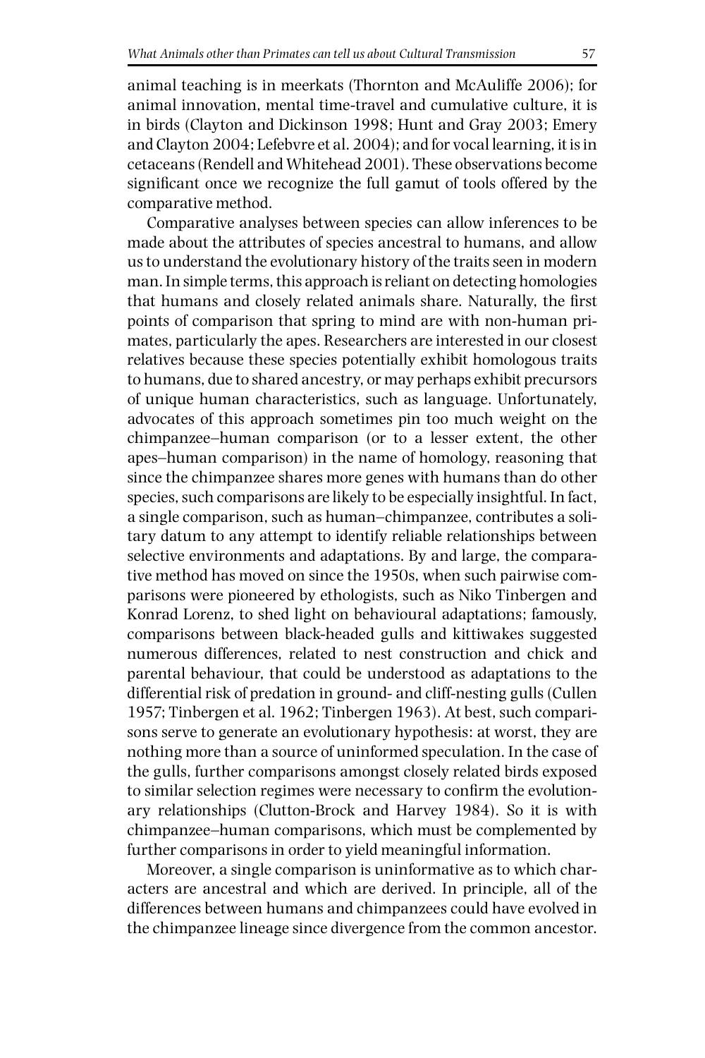animal teaching is in meerkats (Thornton and McAuliffe 2006); for animal innovation, mental time-travel and cumulative culture, it is in birds (Clayton and Dickinson 1998; Hunt and Gray 2003; Emery and Clayton 2004; Lefebvre et al. 2004); and for vocal learning, it is in cetaceans (Rendell and Whitehead 2001). These observations become significant once we recognize the full gamut of tools offered by the comparative method.

Comparative analyses between species can allow inferences to be made about the attributes of species ancestral to humans, and allow us to understand the evolutionary history of the traits seen in modern man. In simple terms, this approach is reliant on detecting homologies that humans and closely related animals share. Naturally, the first points of comparison that spring to mind are with non-human primates, particularly the apes. Researchers are interested in our closest relatives because these species potentially exhibit homologous traits to humans, due to shared ancestry, or may perhaps exhibit precursors of unique human characteristics, such as language. Unfortunately, advocates of this approach sometimes pin too much weight on the chimpanzee–human comparison (or to a lesser extent, the other apes–human comparison) in the name of homology, reasoning that since the chimpanzee shares more genes with humans than do other species, such comparisons are likely to be especially insightful. In fact, a single comparison, such as human–chimpanzee, contributes a solitary datum to any attempt to identify reliable relationships between selective environments and adaptations. By and large, the comparative method has moved on since the 1950s, when such pairwise comparisons were pioneered by ethologists, such as Niko Tinbergen and Konrad Lorenz, to shed light on behavioural adaptations; famously, comparisons between black-headed gulls and kittiwakes suggested numerous differences, related to nest construction and chick and parental behaviour, that could be understood as adaptations to the differential risk of predation in ground- and cliff-nesting gulls (Cullen 1957; Tinbergen et al. 1962; Tinbergen 1963). At best, such comparisons serve to generate an evolutionary hypothesis: at worst, they are nothing more than a source of uninformed speculation. In the case of the gulls, further comparisons amongst closely related birds exposed to similar selection regimes were necessary to confirm the evolutionary relationships (Clutton-Brock and Harvey 1984). So it is with chimpanzee–human comparisons, which must be complemented by further comparisons in order to yield meaningful information.

Moreover, a single comparison is uninformative as to which characters are ancestral and which are derived. In principle, all of the differences between humans and chimpanzees could have evolved in the chimpanzee lineage since divergence from the common ancestor.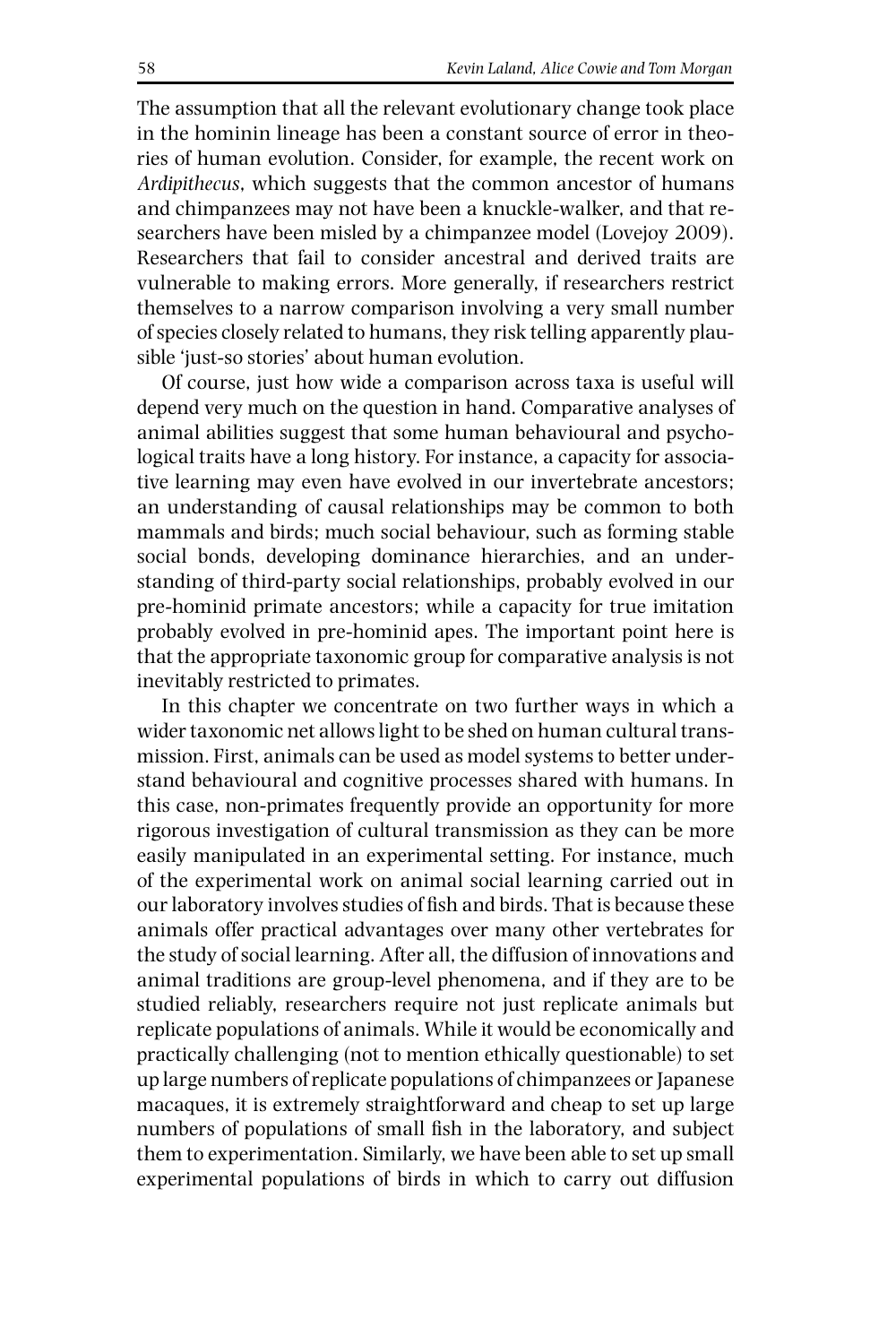The assumption that all the relevant evolutionary change took place in the hominin lineage has been a constant source of error in theories of human evolution. Consider, for example, the recent work on *Ardipithecus*, which suggests that the common ancestor of humans and chimpanzees may not have been a knuckle-walker, and that researchers have been misled by a chimpanzee model (Lovejoy 2009). Researchers that fail to consider ancestral and derived traits are vulnerable to making errors. More generally, if researchers restrict themselves to a narrow comparison involving a very small number of species closely related to humans, they risk telling apparently plausible 'just-so stories' about human evolution.

Of course, just how wide a comparison across taxa is useful will depend very much on the question in hand. Comparative analyses of animal abilities suggest that some human behavioural and psychological traits have a long history. For instance, a capacity for associative learning may even have evolved in our invertebrate ancestors; an understanding of causal relationships may be common to both mammals and birds; much social behaviour, such as forming stable social bonds, developing dominance hierarchies, and an understanding of third-party social relationships, probably evolved in our pre-hominid primate ancestors; while a capacity for true imitation probably evolved in pre-hominid apes. The important point here is that the appropriate taxonomic group for comparative analysis is not inevitably restricted to primates.

In this chapter we concentrate on two further ways in which a wider taxonomic net allows light to be shed on human cultural transmission. First, animals can be used as model systems to better understand behavioural and cognitive processes shared with humans. In this case, non-primates frequently provide an opportunity for more rigorous investigation of cultural transmission as they can be more easily manipulated in an experimental setting. For instance, much of the experimental work on animal social learning carried out in our laboratory involves studies of fish and birds. That is because these animals offer practical advantages over many other vertebrates for the study of social learning. After all, the diffusion of innovations and animal traditions are group-level phenomena, and if they are to be studied reliably, researchers require not just replicate animals but replicate populations of animals. While it would be economically and practically challenging (not to mention ethically questionable) to set up large numbers of replicate populations of chimpanzees or Japanese macaques, it is extremely straightforward and cheap to set up large numbers of populations of small fish in the laboratory, and subject them to experimentation. Similarly, we have been able to set up small experimental populations of birds in which to carry out diffusion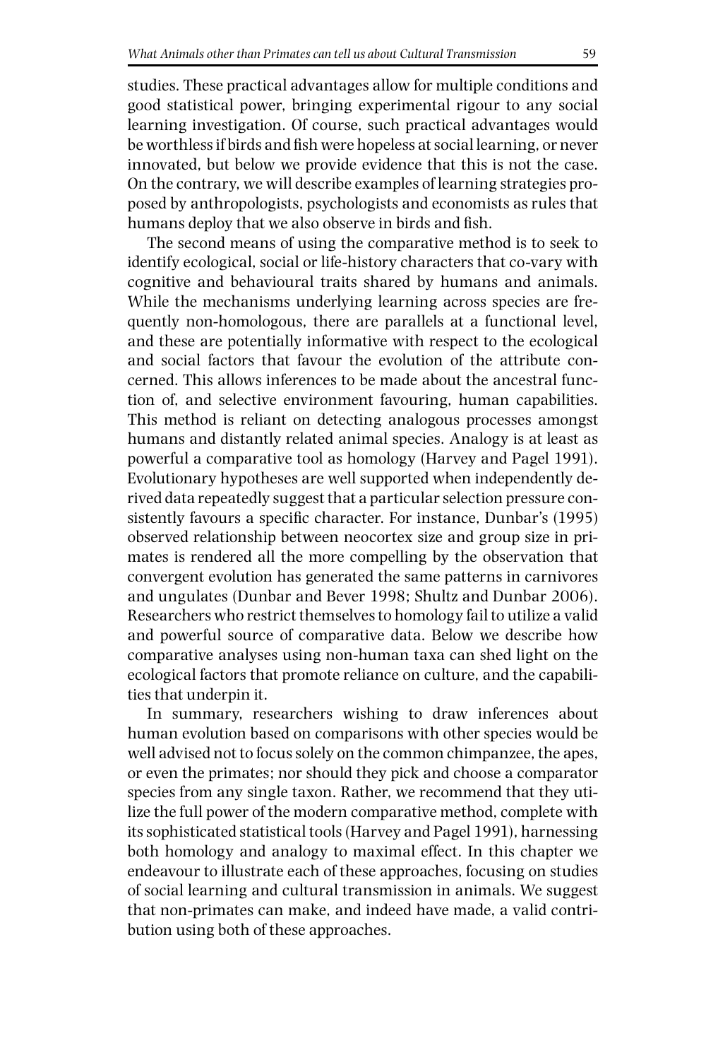studies. These practical advantages allow for multiple conditions and good statistical power, bringing experimental rigour to any social learning investigation. Of course, such practical advantages would be worthless if birds and fish were hopeless at social learning, or never innovated, but below we provide evidence that this is not the case. On the contrary, we will describe examples of learning strategies proposed by anthropologists, psychologists and economists as rules that humans deploy that we also observe in birds and fish.

The second means of using the comparative method is to seek to identify ecological, social or life-history characters that co-vary with cognitive and behavioural traits shared by humans and animals. While the mechanisms underlying learning across species are frequently non-homologous, there are parallels at a functional level, and these are potentially informative with respect to the ecological and social factors that favour the evolution of the attribute concerned. This allows inferences to be made about the ancestral function of, and selective environment favouring, human capabilities. This method is reliant on detecting analogous processes amongst humans and distantly related animal species. Analogy is at least as powerful a comparative tool as homology (Harvey and Pagel 1991). Evolutionary hypotheses are well supported when independently derived data repeatedly suggest that a particular selection pressure consistently favours a specific character. For instance, Dunbar's (1995) observed relationship between neocortex size and group size in primates is rendered all the more compelling by the observation that convergent evolution has generated the same patterns in carnivores and ungulates (Dunbar and Bever 1998; Shultz and Dunbar 2006). Researchers who restrict themselves to homology fail to utilize a valid and powerful source of comparative data. Below we describe how comparative analyses using non-human taxa can shed light on the ecological factors that promote reliance on culture, and the capabilities that underpin it.

In summary, researchers wishing to draw inferences about human evolution based on comparisons with other species would be well advised not to focus solely on the common chimpanzee, the apes, or even the primates; nor should they pick and choose a comparator species from any single taxon. Rather, we recommend that they utilize the full power of the modern comparative method, complete with its sophisticated statistical tools (Harvey and Pagel 1991), harnessing both homology and analogy to maximal effect. In this chapter we endeavour to illustrate each of these approaches, focusing on studies of social learning and cultural transmission in animals. We suggest that non-primates can make, and indeed have made, a valid contribution using both of these approaches.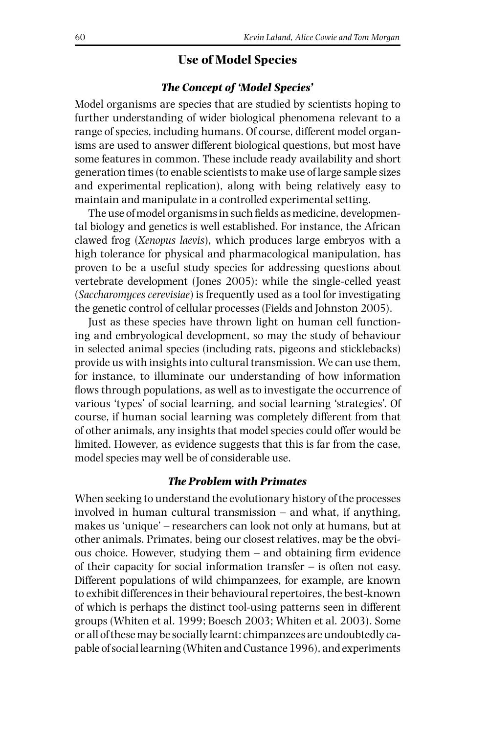## Use of Model Species

### *The Concept of 'Model Species'*

Model organisms are species that are studied by scientists hoping to further understanding of wider biological phenomena relevant to a range of species, including humans. Of course, different model organisms are used to answer different biological questions, but most have some features in common. These include ready availability and short generation times (to enable scientists to make use of large sample sizes and experimental replication), along with being relatively easy to maintain and manipulate in a controlled experimental setting.

The use of model organisms in such fields as medicine, developmental biology and genetics is well established. For instance, the African clawed frog (*Xenopus laevis*), which produces large embryos with a high tolerance for physical and pharmacological manipulation, has proven to be a useful study species for addressing questions about vertebrate development (Jones 2005); while the single-celled yeast (*Saccharomyces cerevisiae*) is frequently used as a tool for investigating the genetic control of cellular processes (Fields and Johnston 2005).

Just as these species have thrown light on human cell functioning and embryological development, so may the study of behaviour in selected animal species (including rats, pigeons and sticklebacks) provide us with insights into cultural transmission. We can use them, for instance, to illuminate our understanding of how information flows through populations, as well as to investigate the occurrence of various 'types' of social learning, and social learning 'strategies'. Of course, if human social learning was completely different from that of other animals, any insights that model species could offer would be limited. However, as evidence suggests that this is far from the case, model species may well be of considerable use.

### *The Problem with Primates*

When seeking to understand the evolutionary history of the processes involved in human cultural transmission – and what, if anything, makes us 'unique' – researchers can look not only at humans, but at other animals. Primates, being our closest relatives, may be the obvious choice. However, studying them – and obtaining firm evidence of their capacity for social information transfer – is often not easy. Different populations of wild chimpanzees, for example, are known to exhibit differences in their behavioural repertoires, the best-known of which is perhaps the distinct tool-using patterns seen in different groups (Whiten et al. 1999; Boesch 2003; Whiten et al. 2003). Some or all of these may be socially learnt: chimpanzees are undoubtedly capable of social learning (Whiten and Custance 1996), and experiments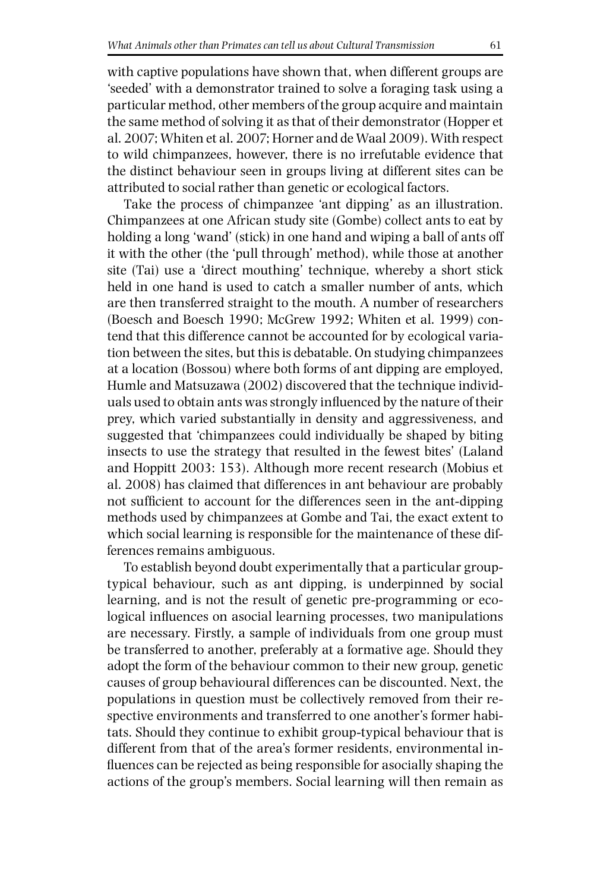with captive populations have shown that, when different groups are 'seeded' with a demonstrator trained to solve a foraging task using a particular method, other members of the group acquire and maintain the same method of solving it as that of their demonstrator (Hopper et al. 2007; Whiten et al. 2007; Horner and de Waal 2009). With respect to wild chimpanzees, however, there is no irrefutable evidence that the distinct behaviour seen in groups living at different sites can be attributed to social rather than genetic or ecological factors.

Take the process of chimpanzee 'ant dipping' as an illustration. Chimpanzees at one African study site (Gombe) collect ants to eat by holding a long 'wand' (stick) in one hand and wiping a ball of ants off it with the other (the 'pull through' method), while those at another site (Tai) use a 'direct mouthing' technique, whereby a short stick held in one hand is used to catch a smaller number of ants, which are then transferred straight to the mouth. A number of researchers (Boesch and Boesch 1990; McGrew 1992; Whiten et al. 1999) contend that this difference cannot be accounted for by ecological variation between the sites, but this is debatable. On studying chimpanzees at a location (Bossou) where both forms of ant dipping are employed, Humle and Matsuzawa (2002) discovered that the technique individuals used to obtain ants was strongly influenced by the nature of their prey, which varied substantially in density and aggressiveness, and suggested that 'chimpanzees could individually be shaped by biting insects to use the strategy that resulted in the fewest bites' (Laland and Hoppitt 2003: 153). Although more recent research (Mobius et al. 2008) has claimed that differences in ant behaviour are probably not sufficient to account for the differences seen in the ant-dipping methods used by chimpanzees at Gombe and Tai, the exact extent to which social learning is responsible for the maintenance of these differences remains ambiguous.

To establish beyond doubt experimentally that a particular group-typical behaviour, such as ant dipping, is underpinned by social learning, and is not the result of genetic pre-programming or ecological influences on asocial learning processes, two manipulations are necessary. Firstly, a sample of individuals from one group must be transferred to another, preferably at a formative age. Should they adopt the form of the behaviour common to their new group, genetic causes of group behavioural differences can be discounted. Next, the populations in question must be collectively removed from their respective environments and transferred to one another's former habitats. Should they continue to exhibit group-typical behaviour that is different from that of the area's former residents, environmental influences can be rejected as being responsible for asocially shaping the actions of the group's members. Social learning will then remain as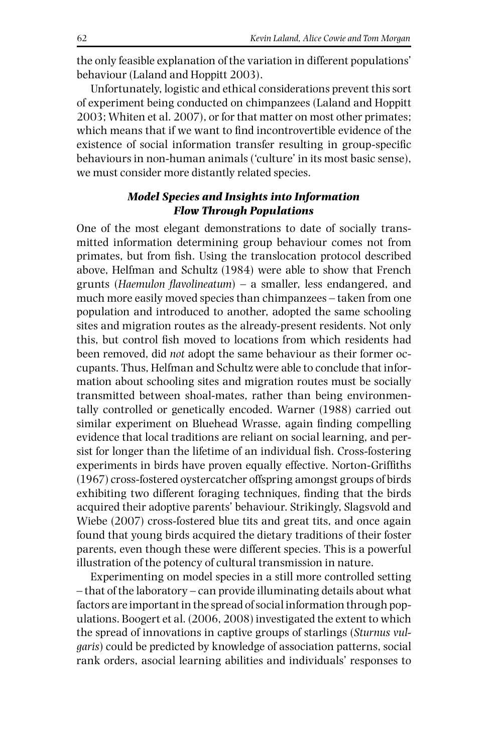the only feasible explanation of the variation in different populations' behaviour (Laland and Hoppitt 2003).

Unfortunately, logistic and ethical considerations prevent this sort of experiment being conducted on chimpanzees (Laland and Hoppitt 2003; Whiten et al. 2007), or for that matter on most other primates; which means that if we want to find incontrovertible evidence of the existence of social information transfer resulting in group-specific behaviours in non-human animals ('culture' in its most basic sense), we must consider more distantly related species.

### *Model Species and Insights into Information Flow Through Populations*

One of the most elegant demonstrations to date of socially transmitted information determining group behaviour comes not from primates, but from fish. Using the translocation protocol described above, Helfman and Schultz (1984) were able to show that French grunts (*Haemulon flavolineatum*) – a smaller, less endangered, and much more easily moved species than chimpanzees – taken from one population and introduced to another, adopted the same schooling sites and migration routes as the already-present residents. Not only this, but control fish moved to locations from which residents had been removed, did *not* adopt the same behaviour as their former occupants. Thus, Helfman and Schultz were able to conclude that information about schooling sites and migration routes must be socially transmitted between shoal-mates, rather than being environmentally controlled or genetically encoded. Warner (1988) carried out similar experiment on Bluehead Wrasse, again finding compelling evidence that local traditions are reliant on social learning, and persist for longer than the lifetime of an individual fish. Cross-fostering experiments in birds have proven equally effective. Norton-Griffiths (1967) cross-fostered oystercatcher offspring amongst groups of birds exhibiting two different foraging techniques, finding that the birds acquired their adoptive parents' behaviour. Strikingly, Slagsvold and Wiebe (2007) cross-fostered blue tits and great tits, and once again found that young birds acquired the dietary traditions of their foster parents, even though these were different species. This is a powerful illustration of the potency of cultural transmission in nature.

Experimenting on model species in a still more controlled setting – that of the laboratory – can provide illuminating details about what factors are important in the spread of social information through populations. Boogert et al. (2006, 2008) investigated the extent to which the spread of innovations in captive groups of starlings (*Sturnus vulgaris*) could be predicted by knowledge of association patterns, social rank orders, asocial learning abilities and individuals' responses to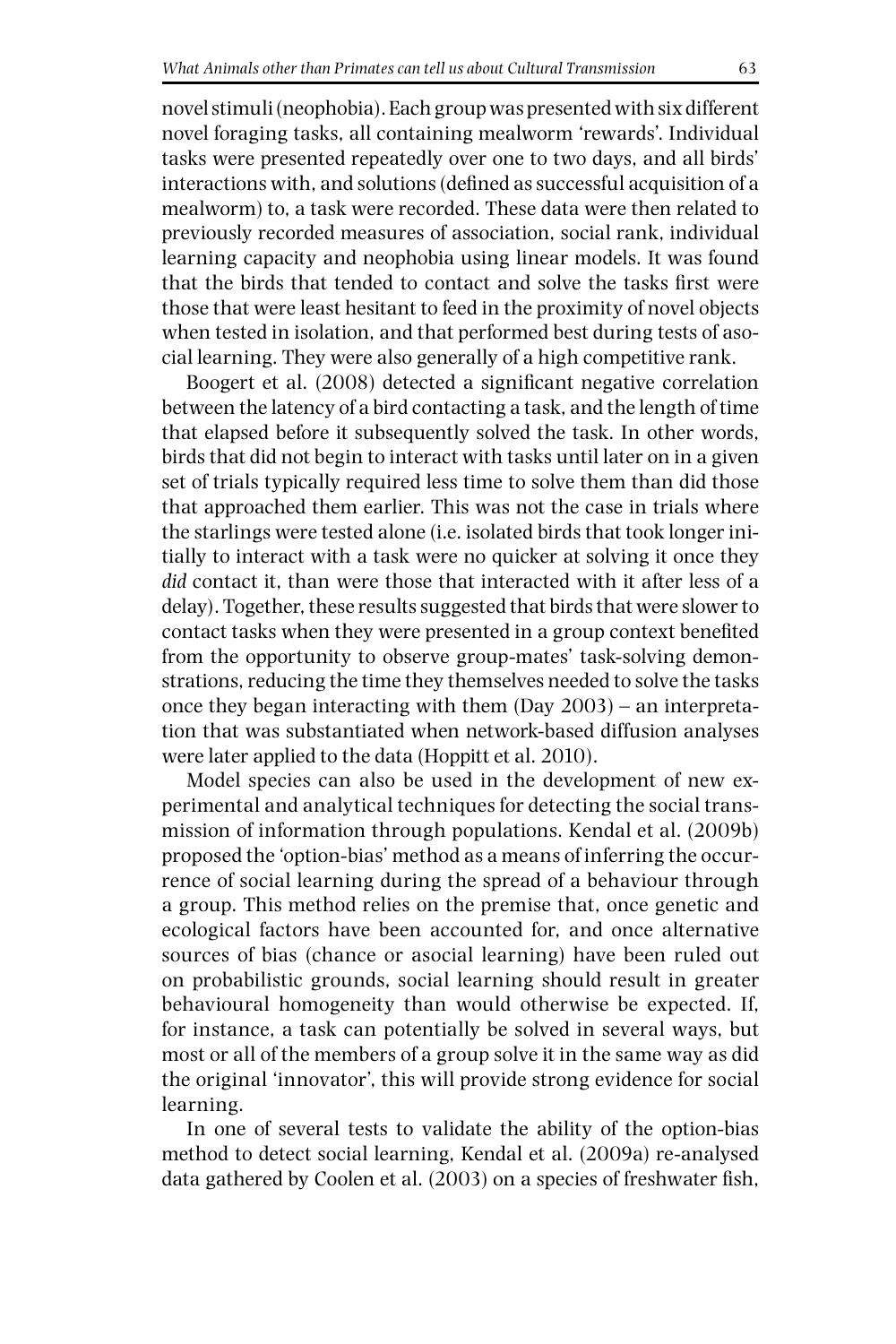novel stimuli (neophobia). Each group was presented with six different novel foraging tasks, all containing mealworm 'rewards'. Individual tasks were presented repeatedly over one to two days, and all birds' interactions with, and solutions (defined as successful acquisition of a mealworm) to, a task were recorded. These data were then related to previously recorded measures of association, social rank, individual learning capacity and neophobia using linear models. It was found that the birds that tended to contact and solve the tasks first were those that were least hesitant to feed in the proximity of novel objects when tested in isolation, and that performed best during tests of asocial learning. They were also generally of a high competitive rank.

Boogert et al. (2008) detected a significant negative correlation between the latency of a bird contacting a task, and the length of time that elapsed before it subsequently solved the task. In other words, birds that did not begin to interact with tasks until later on in a given set of trials typically required less time to solve them than did those that approached them earlier. This was not the case in trials where the starlings were tested alone (i.e. isolated birds that took longer initially to interact with a task were no quicker at solving it once they *did* contact it, than were those that interacted with it after less of a delay). Together, these results suggested that birds that were slower to contact tasks when they were presented in a group context benefited from the opportunity to observe group-mates' task-solving demonstrations, reducing the time they themselves needed to solve the tasks once they began interacting with them (Day 2003) – an interpretation that was substantiated when network-based diffusion analyses were later applied to the data (Hoppitt et al. 2010).

Model species can also be used in the development of new experimental and analytical techniques for detecting the social transmission of information through populations. Kendal et al. (2009b) proposed the 'option-bias' method as a means of inferring the occurrence of social learning during the spread of a behaviour through a group. This method relies on the premise that, once genetic and ecological factors have been accounted for, and once alternative sources of bias (chance or asocial learning) have been ruled out on probabilistic grounds, social learning should result in greater behavioural homogeneity than would otherwise be expected. If, for instance, a task can potentially be solved in several ways, but most or all of the members of a group solve it in the same way as did the original 'innovator', this will provide strong evidence for social learning.

In one of several tests to validate the ability of the option-bias method to detect social learning, Kendal et al. (2009a) re-analysed data gathered by Coolen et al. (2003) on a species of freshwater fish,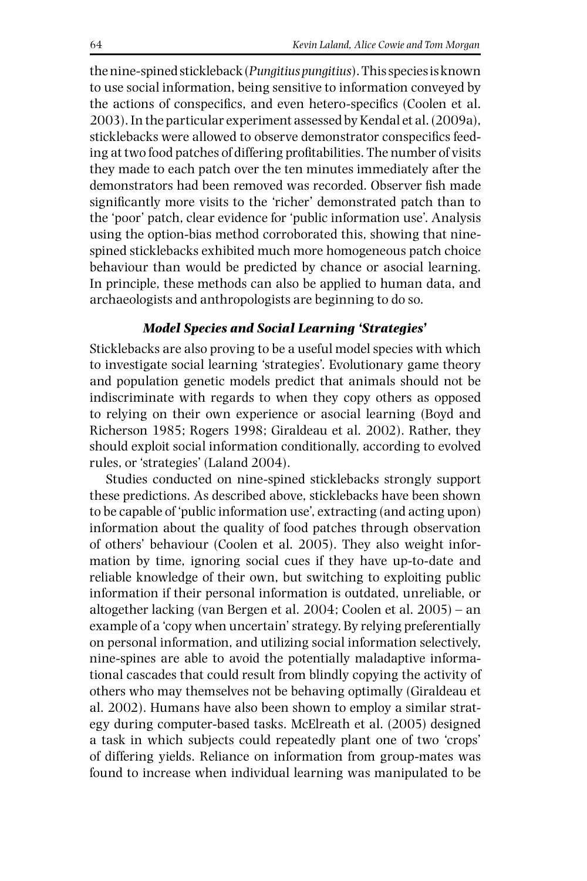the nine-spined stickleback (*Pungitius pungitius*). This species is known to use social information, being sensitive to information conveyed by the actions of conspecifics, and even hetero-specifics (Coolen et al. 2003). In the particular experiment assessed by Kendal et al. (2009a), sticklebacks were allowed to observe demonstrator conspecifics feeding at two food patches of differing profitabilities. The number of visits they made to each patch over the ten minutes immediately after the demonstrators had been removed was recorded. Observer fish made significantly more visits to the 'richer' demonstrated patch than to the 'poor' patch, clear evidence for 'public information use'. Analysis using the option-bias method corroborated this, showing that nine-spined sticklebacks exhibited much more homogeneous patch choice behaviour than would be predicted by chance or asocial learning. In principle, these methods can also be applied to human data, and archaeologists and anthropologists are beginning to do so.

### *Model Species and Social Learning 'Strategies'*

Sticklebacks are also proving to be a useful model species with which to investigate social learning 'strategies'. Evolutionary game theory and population genetic models predict that animals should not be indiscriminate with regards to when they copy others as opposed to relying on their own experience or asocial learning (Boyd and Richerson 1985; Rogers 1998; Giraldeau et al. 2002). Rather, they should exploit social information conditionally, according to evolved rules, or 'strategies' (Laland 2004).

Studies conducted on nine-spined sticklebacks strongly support these predictions. As described above, sticklebacks have been shown to be capable of 'public information use', extracting (and acting upon) information about the quality of food patches through observation of others' behaviour (Coolen et al. 2005). They also weight information by time, ignoring social cues if they have up-to-date and reliable knowledge of their own, but switching to exploiting public information if their personal information is outdated, unreliable, or altogether lacking (van Bergen et al. 2004; Coolen et al. 2005) – an example of a 'copy when uncertain' strategy. By relying preferentially on personal information, and utilizing social information selectively, nine-spines are able to avoid the potentially maladaptive informational cascades that could result from blindly copying the activity of others who may themselves not be behaving optimally (Giraldeau et al. 2002). Humans have also been shown to employ a similar strategy during computer-based tasks. McElreath et al. (2005) designed a task in which subjects could repeatedly plant one of two 'crops' of differing yields. Reliance on information from group-mates was found to increase when individual learning was manipulated to be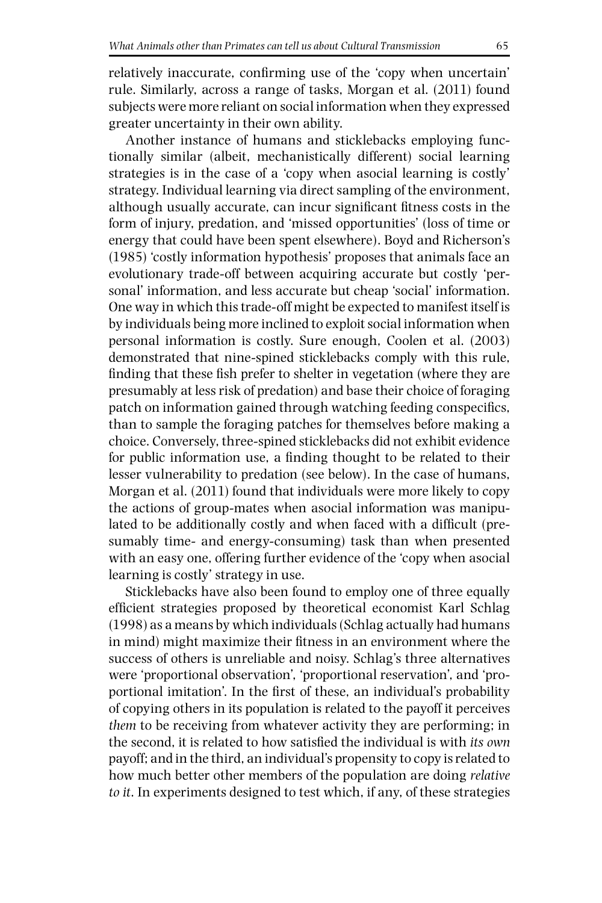relatively inaccurate, confirming use of the 'copy when uncertain' rule. Similarly, across a range of tasks, Morgan et al. (2011) found subjects were more reliant on social information when they expressed greater uncertainty in their own ability.

Another instance of humans and sticklebacks employing functionally similar (albeit, mechanistically different) social learning strategies is in the case of a 'copy when asocial learning is costly' strategy. Individual learning via direct sampling of the environment, although usually accurate, can incur significant fitness costs in the form of injury, predation, and 'missed opportunities' (loss of time or energy that could have been spent elsewhere). Boyd and Richerson's (1985) 'costly information hypothesis' proposes that animals face an evolutionary trade-off between acquiring accurate but costly 'personal' information, and less accurate but cheap 'social' information. One way in which this trade-off might be expected to manifest itself is by individuals being more inclined to exploit social information when personal information is costly. Sure enough, Coolen et al. (2003) demonstrated that nine-spined sticklebacks comply with this rule, finding that these fish prefer to shelter in vegetation (where they are presumably at less risk of predation) and base their choice of foraging patch on information gained through watching feeding conspecifics, than to sample the foraging patches for themselves before making a choice. Conversely, three-spined sticklebacks did not exhibit evidence for public information use, a finding thought to be related to their lesser vulnerability to predation (see below). In the case of humans, Morgan et al. (2011) found that individuals were more likely to copy the actions of group-mates when asocial information was manipulated to be additionally costly and when faced with a difficult (presumably time- and energy-consuming) task than when presented with an easy one, offering further evidence of the 'copy when asocial learning is costly' strategy in use.

Sticklebacks have also been found to employ one of three equally efficient strategies proposed by theoretical economist Karl Schlag (1998) as a means by which individuals (Schlag actually had humans in mind) might maximize their fitness in an environment where the success of others is unreliable and noisy. Schlag's three alternatives were 'proportional observation', 'proportional reservation', and 'proportional imitation'. In the first of these, an individual's probability of copying others in its population is related to the payoff it perceives *them* to be receiving from whatever activity they are performing; in the second, it is related to how satisfied the individual is with *its own* payoff; and in the third, an individual's propensity to copy is related to how much better other members of the population are doing *relative to it*. In experiments designed to test which, if any, of these strategies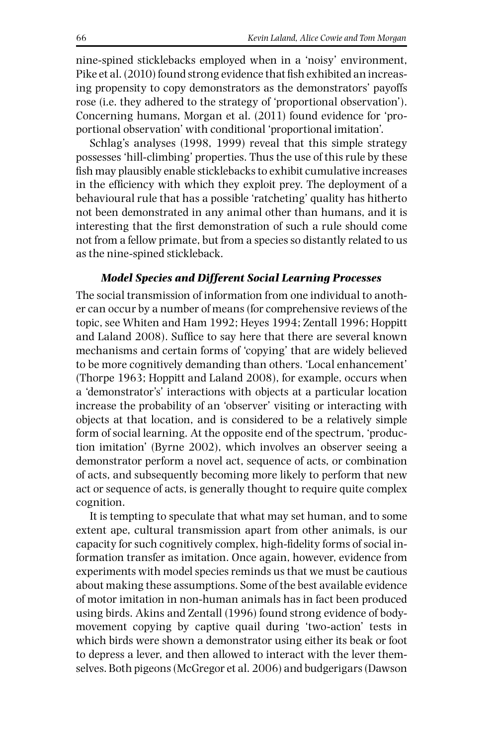nine-spined sticklebacks employed when in a 'noisy' environment, Pike et al. (2010) found strong evidence that fish exhibited an increasing propensity to copy demonstrators as the demonstrators' payoffs rose (i.e. they adhered to the strategy of 'proportional observation'). Concerning humans, Morgan et al. (2011) found evidence for 'proportional observation' with conditional 'proportional imitation'.

Schlag's analyses (1998, 1999) reveal that this simple strategy possesses 'hill-climbing' properties. Thus the use of this rule by these fish may plausibly enable sticklebacks to exhibit cumulative increases in the efficiency with which they exploit prey. The deployment of a behavioural rule that has a possible 'ratcheting' quality has hitherto not been demonstrated in any animal other than humans, and it is interesting that the first demonstration of such a rule should come not from a fellow primate, but from a species so distantly related to us as the nine-spined stickleback.

### *Model Species and Different Social Learning Processes*

The social transmission of information from one individual to another can occur by a number of means (for comprehensive reviews of the topic, see Whiten and Ham 1992; Heyes 1994; Zentall 1996; Hoppitt and Laland 2008). Suffice to say here that there are several known mechanisms and certain forms of 'copying' that are widely believed to be more cognitively demanding than others. 'Local enhancement' (Thorpe 1963; Hoppitt and Laland 2008), for example, occurs when a 'demonstrator's' interactions with objects at a particular location increase the probability of an 'observer' visiting or interacting with objects at that location, and is considered to be a relatively simple form of social learning. At the opposite end of the spectrum, 'production imitation' (Byrne 2002), which involves an observer seeing a demonstrator perform a novel act, sequence of acts, or combination of acts, and subsequently becoming more likely to perform that new act or sequence of acts, is generally thought to require quite complex cognition.

It is tempting to speculate that what may set human, and to some extent ape, cultural transmission apart from other animals, is our capacity for such cognitively complex, high-fidelity forms of social information transfer as imitation. Once again, however, evidence from experiments with model species reminds us that we must be cautious about making these assumptions. Some of the best available evidence of motor imitation in non-human animals has in fact been produced using birds. Akins and Zentall (1996) found strong evidence of body-movement copying by captive quail during 'two-action' tests in which birds were shown a demonstrator using either its beak or foot to depress a lever, and then allowed to interact with the lever themselves. Both pigeons (McGregor et al. 2006) and budgerigars (Dawson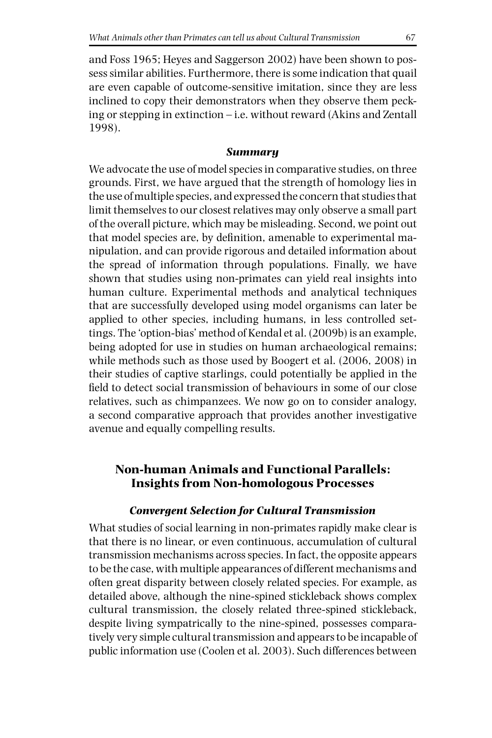and Foss 1965; Heyes and Saggerson 2002) have been shown to possess similar abilities. Furthermore, there is some indication that quail are even capable of outcome-sensitive imitation, since they are less inclined to copy their demonstrators when they observe them pecking or stepping in extinction – i.e. without reward (Akins and Zentall 1998).

### *Summary*

We advocate the use of model species in comparative studies, on three grounds. First, we have argued that the strength of homology lies in the use of multiple species, and expressed the concern that studies that limit themselves to our closest relatives may only observe a small part of the overall picture, which may be misleading. Second, we point out that model species are, by definition, amenable to experimental manipulation, and can provide rigorous and detailed information about the spread of information through populations. Finally, we have shown that studies using non-primates can yield real insights into human culture. Experimental methods and analytical techniques that are successfully developed using model organisms can later be applied to other species, including humans, in less controlled settings. The 'option-bias' method of Kendal et al. (2009b) is an example, being adopted for use in studies on human archaeological remains; while methods such as those used by Boogert et al. (2006, 2008) in their studies of captive starlings, could potentially be applied in the field to detect social transmission of behaviours in some of our close relatives, such as chimpanzees. We now go on to consider analogy, a second comparative approach that provides another investigative avenue and equally compelling results.

## Non-human Animals and Functional Parallels: Insights from Non-homologous Processes

### *Convergent Selection for Cultural Transmission*

What studies of social learning in non-primates rapidly make clear is that there is no linear, or even continuous, accumulation of cultural transmission mechanisms across species. In fact, the opposite appears to be the case, with multiple appearances of different mechanisms and often great disparity between closely related species. For example, as detailed above, although the nine-spined stickleback shows complex cultural transmission, the closely related three-spined stickleback, despite living sympatrically to the nine-spined, possesses comparatively very simple cultural transmission and appears to be incapable of public information use (Coolen et al. 2003). Such differences between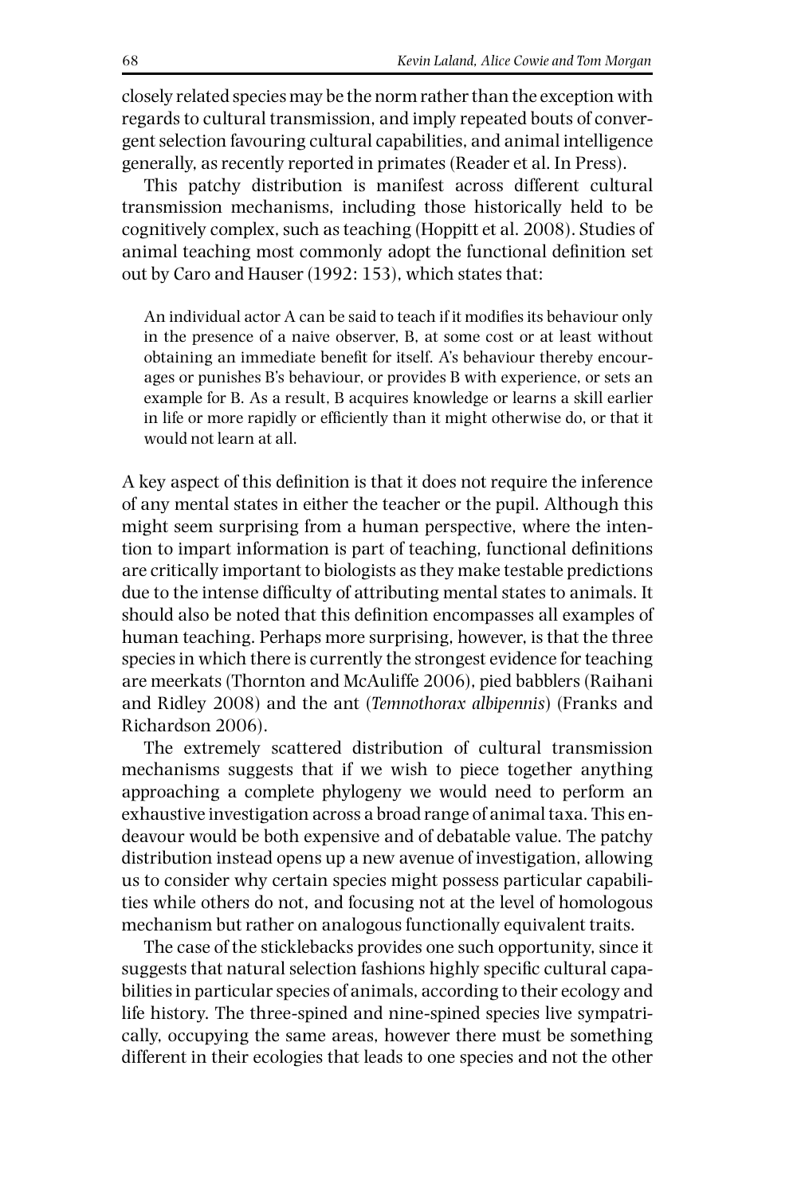closely related species may be the norm rather than the exception with regards to cultural transmission, and imply repeated bouts of convergent selection favouring cultural capabilities, and animal intelligence generally, as recently reported in primates (Reader et al. In Press).

This patchy distribution is manifest across different cultural transmission mechanisms, including those historically held to be cognitively complex, such as teaching (Hoppitt et al. 2008). Studies of animal teaching most commonly adopt the functional definition set out by Caro and Hauser (1992: 153), which states that:

> An individual actor A can be said to teach if it modifies its behaviour only in the presence of a naive observer, B, at some cost or at least without obtaining an immediate benefit for itself. A's behaviour thereby encourages or punishes B's behaviour, or provides B with experience, or sets an example for B. As a result, B acquires knowledge or learns a skill earlier in life or more rapidly or efficiently than it might otherwise do, or that it would not learn at all.

A key aspect of this definition is that it does not require the inference of any mental states in either the teacher or the pupil. Although this might seem surprising from a human perspective, where the intention to impart information is part of teaching, functional definitions are critically important to biologists as they make testable predictions due to the intense difficulty of attributing mental states to animals. It should also be noted that this definition encompasses all examples of human teaching. Perhaps more surprising, however, is that the three species in which there is currently the strongest evidence for teaching are meerkats (Thornton and McAuliffe 2006), pied babblers (Raihani and Ridley 2008) and the ant (*Temnothorax albipennis*) (Franks and Richardson 2006).

The extremely scattered distribution of cultural transmission mechanisms suggests that if we wish to piece together anything approaching a complete phylogeny we would need to perform an exhaustive investigation across a broad range of animal taxa. This endeavour would be both expensive and of debatable value. The patchy distribution instead opens up a new avenue of investigation, allowing us to consider why certain species might possess particular capabilities while others do not, and focusing not at the level of homologous mechanism but rather on analogous functionally equivalent traits.

The case of the sticklebacks provides one such opportunity, since it suggests that natural selection fashions highly specific cultural capabilities in particular species of animals, according to their ecology and life history. The three-spined and nine-spined species live sympatrically, occupying the same areas, however there must be something different in their ecologies that leads to one species and not the other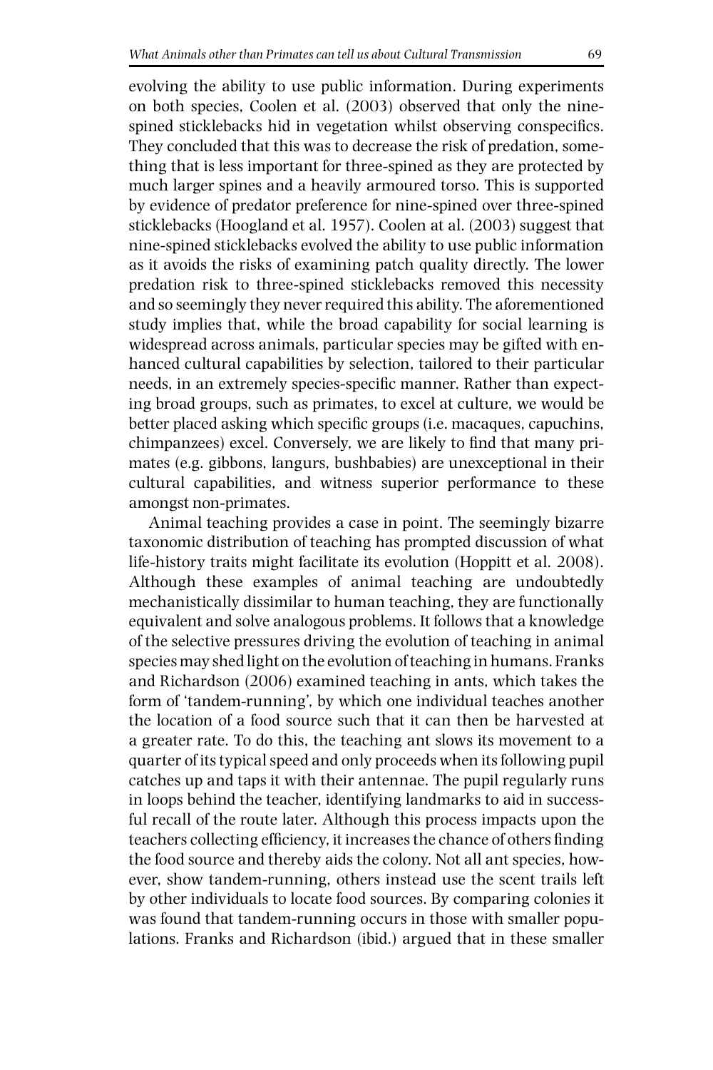evolving the ability to use public information. During experiments on both species, Coolen et al. (2003) observed that only the nine-spined sticklebacks hid in vegetation whilst observing conspecifics. They concluded that this was to decrease the risk of predation, something that is less important for three-spined as they are protected by much larger spines and a heavily armoured torso. This is supported by evidence of predator preference for nine-spined over three-spined sticklebacks (Hoogland et al. 1957). Coolen at al. (2003) suggest that nine-spined sticklebacks evolved the ability to use public information as it avoids the risks of examining patch quality directly. The lower predation risk to three-spined sticklebacks removed this necessity and so seemingly they never required this ability. The aforementioned study implies that, while the broad capability for social learning is widespread across animals, particular species may be gifted with enhanced cultural capabilities by selection, tailored to their particular needs, in an extremely species-specific manner. Rather than expecting broad groups, such as primates, to excel at culture, we would be better placed asking which specific groups (i.e. macaques, capuchins, chimpanzees) excel. Conversely, we are likely to find that many primates (e.g. gibbons, langurs, bushbabies) are unexceptional in their cultural capabilities, and witness superior performance to these amongst non-primates.

Animal teaching provides a case in point. The seemingly bizarre taxonomic distribution of teaching has prompted discussion of what life-history traits might facilitate its evolution (Hoppitt et al. 2008). Although these examples of animal teaching are undoubtedly mechanistically dissimilar to human teaching, they are functionally equivalent and solve analogous problems. It follows that a knowledge of the selective pressures driving the evolution of teaching in animal species may shed light on the evolution of teaching in humans. Franks and Richardson (2006) examined teaching in ants, which takes the form of 'tandem-running', by which one individual teaches another the location of a food source such that it can then be harvested at a greater rate. To do this, the teaching ant slows its movement to a quarter of its typical speed and only proceeds when its following pupil catches up and taps it with their antennae. The pupil regularly runs in loops behind the teacher, identifying landmarks to aid in successful recall of the route later. Although this process impacts upon the teachers collecting efficiency, it increases the chance of others finding the food source and thereby aids the colony. Not all ant species, however, show tandem-running, others instead use the scent trails left by other individuals to locate food sources. By comparing colonies it was found that tandem-running occurs in those with smaller populations. Franks and Richardson (ibid.) argued that in these smaller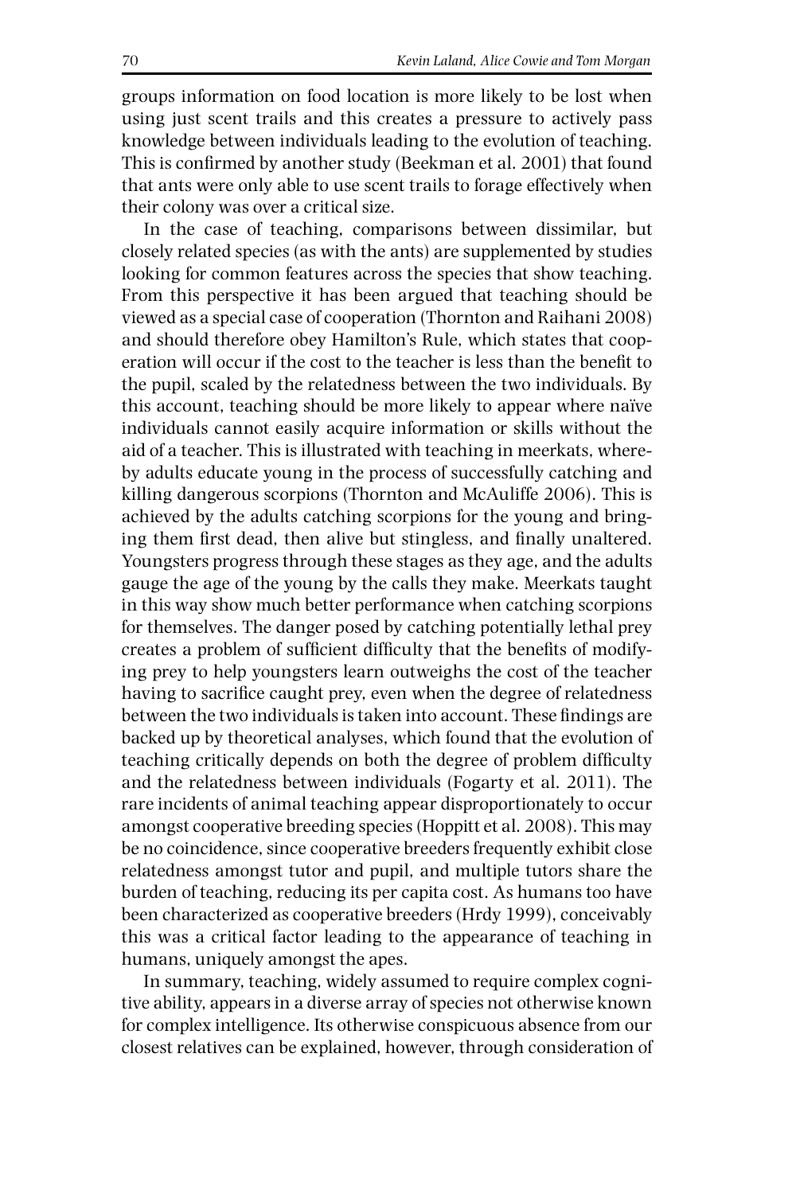groups information on food location is more likely to be lost when using just scent trails and this creates a pressure to actively pass knowledge between individuals leading to the evolution of teaching. This is confirmed by another study (Beekman et al. 2001) that found that ants were only able to use scent trails to forage effectively when their colony was over a critical size.

In the case of teaching, comparisons between dissimilar, but closely related species (as with the ants) are supplemented by studies looking for common features across the species that show teaching. From this perspective it has been argued that teaching should be viewed as a special case of cooperation (Thornton and Raihani 2008) and should therefore obey Hamilton's Rule, which states that cooperation will occur if the cost to the teacher is less than the benefit to the pupil, scaled by the relatedness between the two individuals. By this account, teaching should be more likely to appear where naïve individuals cannot easily acquire information or skills without the aid of a teacher. This is illustrated with teaching in meerkats, whereby adults educate young in the process of successfully catching and killing dangerous scorpions (Thornton and McAuliffe 2006). This is achieved by the adults catching scorpions for the young and bringing them first dead, then alive but stingless, and finally unaltered. Youngsters progress through these stages as they age, and the adults gauge the age of the young by the calls they make. Meerkats taught in this way show much better performance when catching scorpions for themselves. The danger posed by catching potentially lethal prey creates a problem of sufficient difficulty that the benefits of modifying prey to help youngsters learn outweighs the cost of the teacher having to sacrifice caught prey, even when the degree of relatedness between the two individuals is taken into account. These findings are backed up by theoretical analyses, which found that the evolution of teaching critically depends on both the degree of problem difficulty and the relatedness between individuals (Fogarty et al. 2011). The rare incidents of animal teaching appear disproportionately to occur amongst cooperative breeding species (Hoppitt et al. 2008). This may be no coincidence, since cooperative breeders frequently exhibit close relatedness amongst tutor and pupil, and multiple tutors share the burden of teaching, reducing its per capita cost. As humans too have been characterized as cooperative breeders (Hrdy 1999), conceivably this was a critical factor leading to the appearance of teaching in humans, uniquely amongst the apes.

In summary, teaching, widely assumed to require complex cognitive ability, appears in a diverse array of species not otherwise known for complex intelligence. Its otherwise conspicuous absence from our closest relatives can be explained, however, through consideration of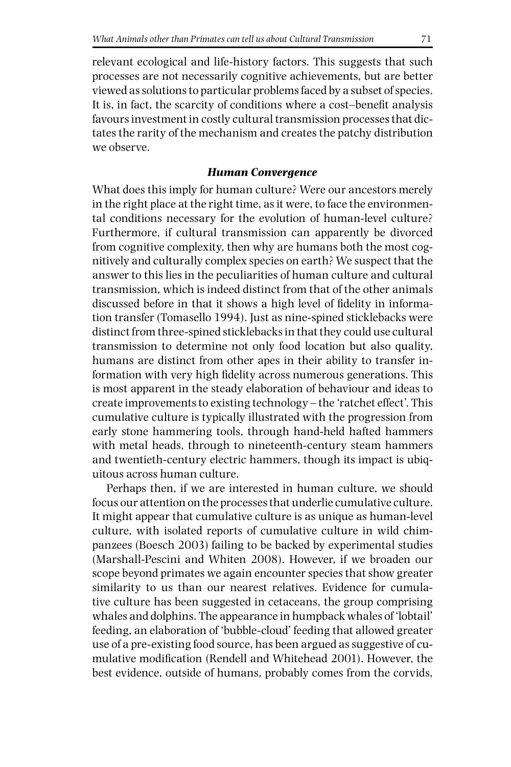relevant ecological and life-history factors. This suggests that such processes are not necessarily cognitive achievements, but are better viewed as solutions to particular problems faced by a subset of species. It is, in fact, the scarcity of conditions where a cost–benefit analysis favours investment in costly cultural transmission processes that dictates the rarity of the mechanism and creates the patchy distribution we observe.

### *Human Convergence*

What does this imply for human culture? Were our ancestors merely in the right place at the right time, as it were, to face the environmental conditions necessary for the evolution of human-level culture? Furthermore, if cultural transmission can apparently be divorced from cognitive complexity, then why are humans both the most cognitively and culturally complex species on earth? We suspect that the answer to this lies in the peculiarities of human culture and cultural transmission, which is indeed distinct from that of the other animals discussed before in that it shows a high level of fidelity in information transfer (Tomasello 1994). Just as nine-spined sticklebacks were distinct from three-spined sticklebacks in that they could use cultural transmission to determine not only food location but also quality, humans are distinct from other apes in their ability to transfer information with very high fidelity across numerous generations. This is most apparent in the steady elaboration of behaviour and ideas to create improvements to existing technology – the 'ratchet effect'. This cumulative culture is typically illustrated with the progression from early stone hammering tools, through hand-held hafted hammers with metal heads, through to nineteenth-century steam hammers and twentieth-century electric hammers, though its impact is ubiquitous across human culture.

Perhaps then, if we are interested in human culture, we should focus our attention on the processes that underlie cumulative culture. It might appear that cumulative culture is as unique as human-level culture, with isolated reports of cumulative culture in wild chimpanzees (Boesch 2003) failing to be backed by experimental studies (Marshall-Pescini and Whiten 2008). However, if we broaden our scope beyond primates we again encounter species that show greater similarity to us than our nearest relatives. Evidence for cumulative culture has been suggested in cetaceans, the group comprising whales and dolphins. The appearance in humpback whales of 'lobtail' feeding, an elaboration of 'bubble-cloud' feeding that allowed greater use of a pre-existing food source, has been argued as suggestive of cumulative modification (Rendell and Whitehead 2001). However, the best evidence, outside of humans, probably comes from the corvids,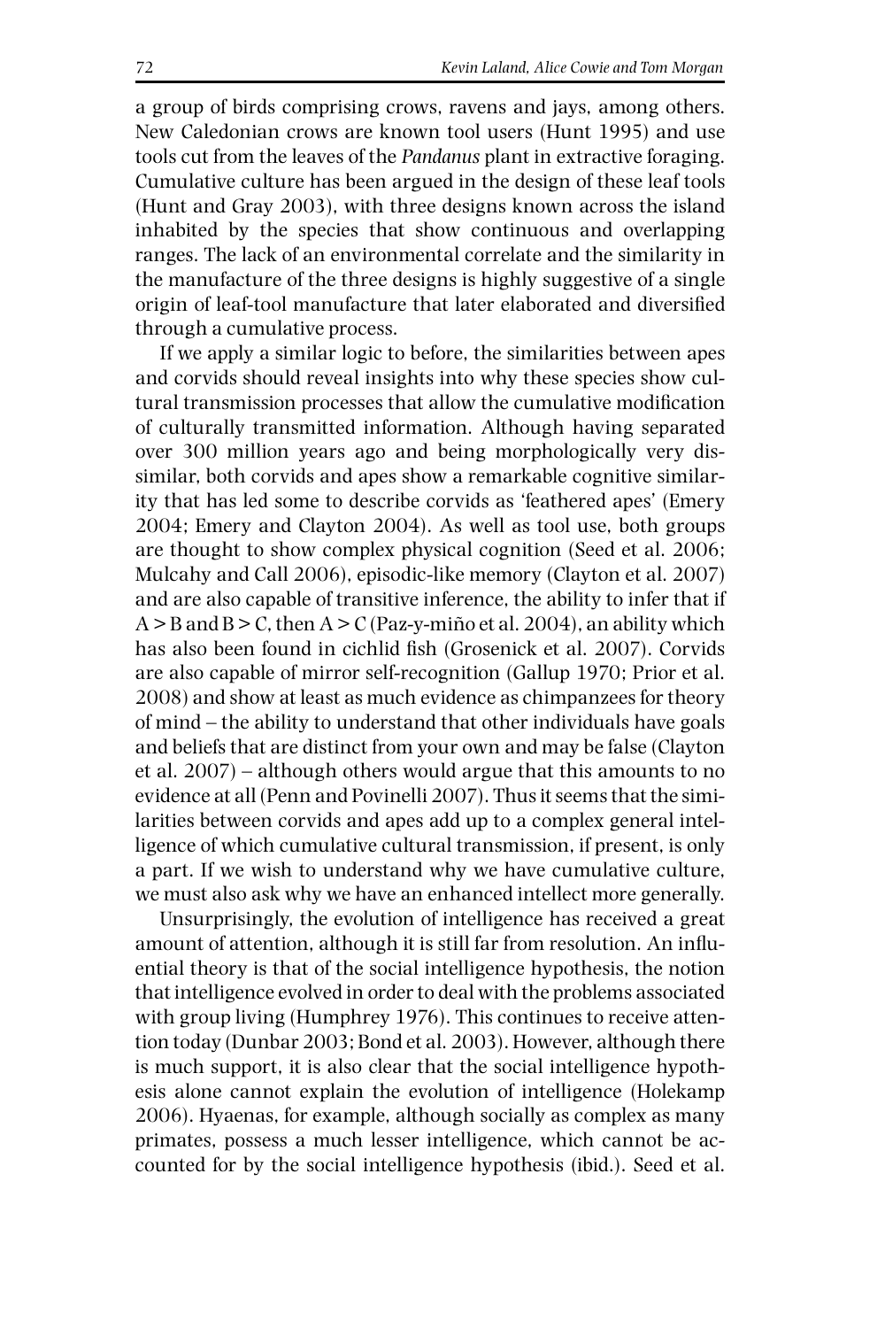a group of birds comprising crows, ravens and jays, among others. New Caledonian crows are known tool users (Hunt 1995) and use tools cut from the leaves of the *Pandanus* plant in extractive foraging. Cumulative culture has been argued in the design of these leaf tools (Hunt and Gray 2003), with three designs known across the island inhabited by the species that show continuous and overlapping ranges. The lack of an environmental correlate and the similarity in the manufacture of the three designs is highly suggestive of a single origin of leaf-tool manufacture that later elaborated and diversified through a cumulative process.

If we apply a similar logic to before, the similarities between apes and corvids should reveal insights into why these species show cultural transmission processes that allow the cumulative modification of culturally transmitted information. Although having separated over 300 million years ago and being morphologically very dissimilar, both corvids and apes show a remarkable cognitive similarity that has led some to describe corvids as 'feathered apes' (Emery 2004; Emery and Clayton 2004). As well as tool use, both groups are thought to show complex physical cognition (Seed et al. 2006; Mulcahy and Call 2006), episodic-like memory (Clayton et al. 2007) and are also capable of transitive inference, the ability to infer that if $A > B$ and $B > C$, then $A > C$ (Paz-y-miño et al. 2004), an ability which has also been found in cichlid fish (Grosenick et al. 2007). Corvids are also capable of mirror self-recognition (Gallup 1970; Prior et al. 2008) and show at least as much evidence as chimpanzees for theory of mind – the ability to understand that other individuals have goals and beliefs that are distinct from your own and may be false (Clayton et al. 2007) – although others would argue that this amounts to no evidence at all (Penn and Povinelli 2007). Thus it seems that the similarities between corvids and apes add up to a complex general intelligence of which cumulative cultural transmission, if present, is only a part. If we wish to understand why we have cumulative culture, we must also ask why we have an enhanced intellect more generally.

Unsurprisingly, the evolution of intelligence has received a great amount of attention, although it is still far from resolution. An influential theory is that of the social intelligence hypothesis, the notion that intelligence evolved in order to deal with the problems associated with group living (Humphrey 1976). This continues to receive attention today (Dunbar 2003; Bond et al. 2003). However, although there is much support, it is also clear that the social intelligence hypothesis alone cannot explain the evolution of intelligence (Holekamp 2006). Hyaenas, for example, although socially as complex as many primates, possess a much lesser intelligence, which cannot be accounted for by the social intelligence hypothesis (ibid.). Seed et al.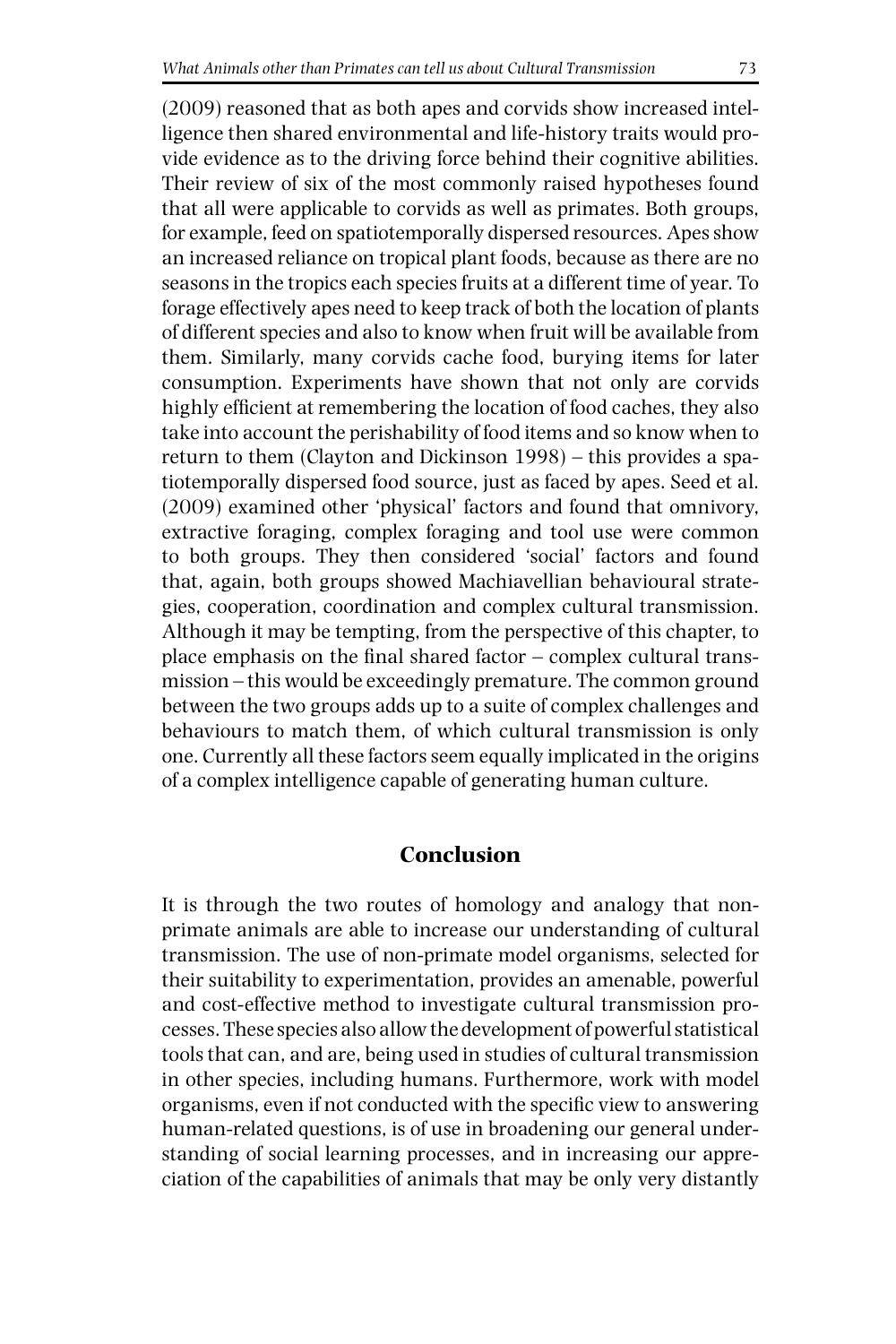(2009) reasoned that as both apes and corvids show increased intelligence then shared environmental and life-history traits would provide evidence as to the driving force behind their cognitive abilities. Their review of six of the most commonly raised hypotheses found that all were applicable to corvids as well as primates. Both groups, for example, feed on spatiotemporally dispersed resources. Apes show an increased reliance on tropical plant foods, because as there are no seasons in the tropics each species fruits at a different time of year. To forage effectively apes need to keep track of both the location of plants of different species and also to know when fruit will be available from them. Similarly, many corvids cache food, burying items for later consumption. Experiments have shown that not only are corvids highly efficient at remembering the location of food caches, they also take into account the perishability of food items and so know when to return to them (Clayton and Dickinson 1998) – this provides a spatiotemporally dispersed food source, just as faced by apes. Seed et al. (2009) examined other 'physical' factors and found that omnivory, extractive foraging, complex foraging and tool use were common to both groups. They then considered 'social' factors and found that, again, both groups showed Machiavellian behavioural strategies, cooperation, coordination and complex cultural transmission. Although it may be tempting, from the perspective of this chapter, to place emphasis on the final shared factor – complex cultural transmission – this would be exceedingly premature. The common ground between the two groups adds up to a suite of complex challenges and behaviours to match them, of which cultural transmission is only one. Currently all these factors seem equally implicated in the origins of a complex intelligence capable of generating human culture.

## Conclusion

It is through the two routes of homology and analogy that non-primate animals are able to increase our understanding of cultural transmission. The use of non-primate model organisms, selected for their suitability to experimentation, provides an amenable, powerful and cost-effective method to investigate cultural transmission processes. These species also allow the development of powerful statistical tools that can, and are, being used in studies of cultural transmission in other species, including humans. Furthermore, work with model organisms, even if not conducted with the specific view to answering human-related questions, is of use in broadening our general understanding of social learning processes, and in increasing our appreciation of the capabilities of animals that may be only very distantly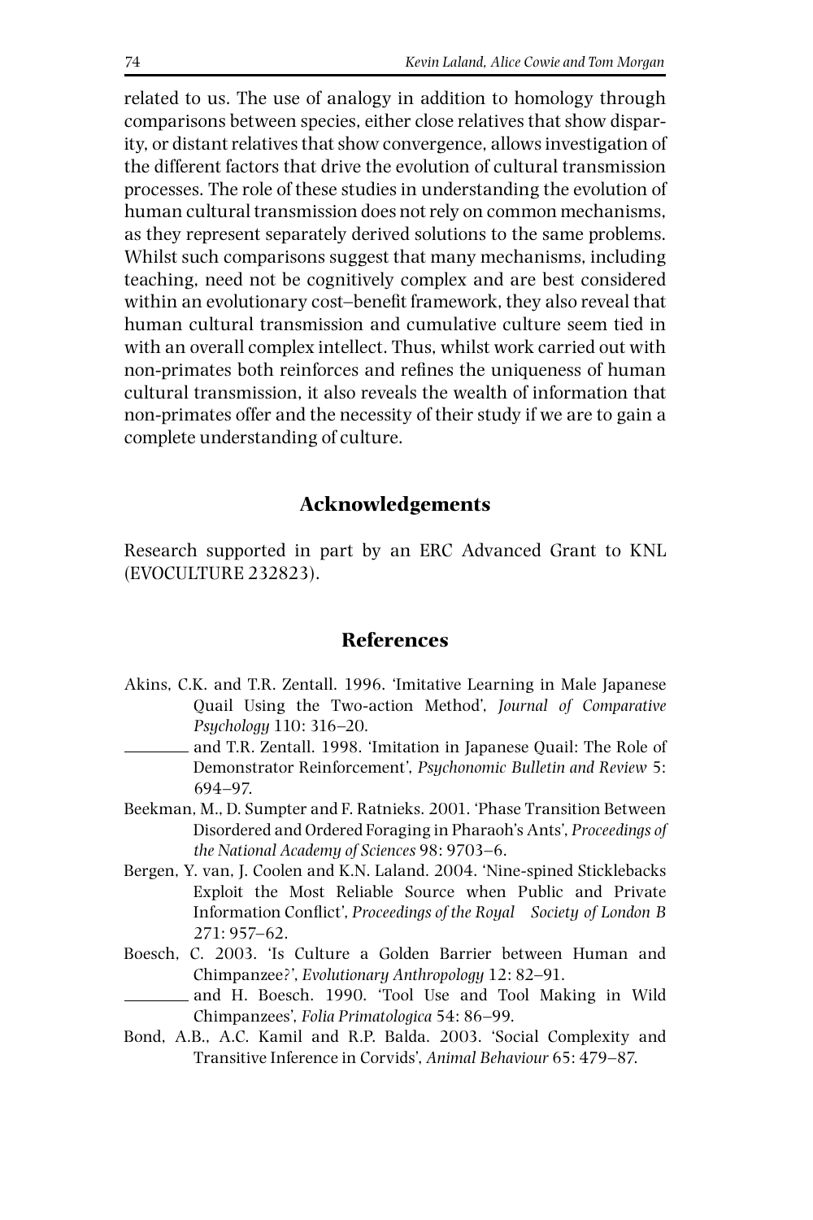related to us. The use of analogy in addition to homology through comparisons between species, either close relatives that show disparity, or distant relatives that show convergence, allows investigation of the different factors that drive the evolution of cultural transmission processes. The role of these studies in understanding the evolution of human cultural transmission does not rely on common mechanisms, as they represent separately derived solutions to the same problems. Whilst such comparisons suggest that many mechanisms, including teaching, need not be cognitively complex and are best considered within an evolutionary cost–benefit framework, they also reveal that human cultural transmission and cumulative culture seem tied in with an overall complex intellect. Thus, whilst work carried out with non-primates both reinforces and refines the uniqueness of human cultural transmission, it also reveals the wealth of information that non-primates offer and the necessity of their study if we are to gain a complete understanding of culture.

## Acknowledgements

Research supported in part by an ERC Advanced Grant to KNL (EVOCULTURE 232823).

## References

Akins, C.K. and T.R. Zentall. 1996. 'Imitative Learning in Male Japanese Quail Using the Two-action Method', *Journal of Comparative Psychology* 110: 316–20.

———— and T.R. Zentall. 1998. 'Imitation in Japanese Quail: The Role of Demonstrator Reinforcement', *Psychonomic Bulletin and Review* 5: 694–97.

Beekman, M., D. Sumpter and F. Ratnieks. 2001. 'Phase Transition Between Disordered and Ordered Foraging in Pharaoh's Ants', *Proceedings of the National Academy of Sciences* 98: 9703–6.

Bergen, Y. van, J. Coolen and K.N. Laland. 2004. 'Nine-spined Sticklebacks Exploit the Most Reliable Source when Public and Private Information Conflict', *Proceedings of the Royal Society of London B* 271: 957–62.

Boesch, C. 2003. 'Is Culture a Golden Barrier between Human and Chimpanzee?', *Evolutionary Anthropology* 12: 82–91.

———— and H. Boesch. 1990. 'Tool Use and Tool Making in Wild Chimpanzees', *Folia Primatologica* 54: 86–99.

Bond, A.B., A.C. Kamil and R.P. Balda. 2003. 'Social Complexity and Transitive Inference in Corvids', *Animal Behaviour* 65: 479–87.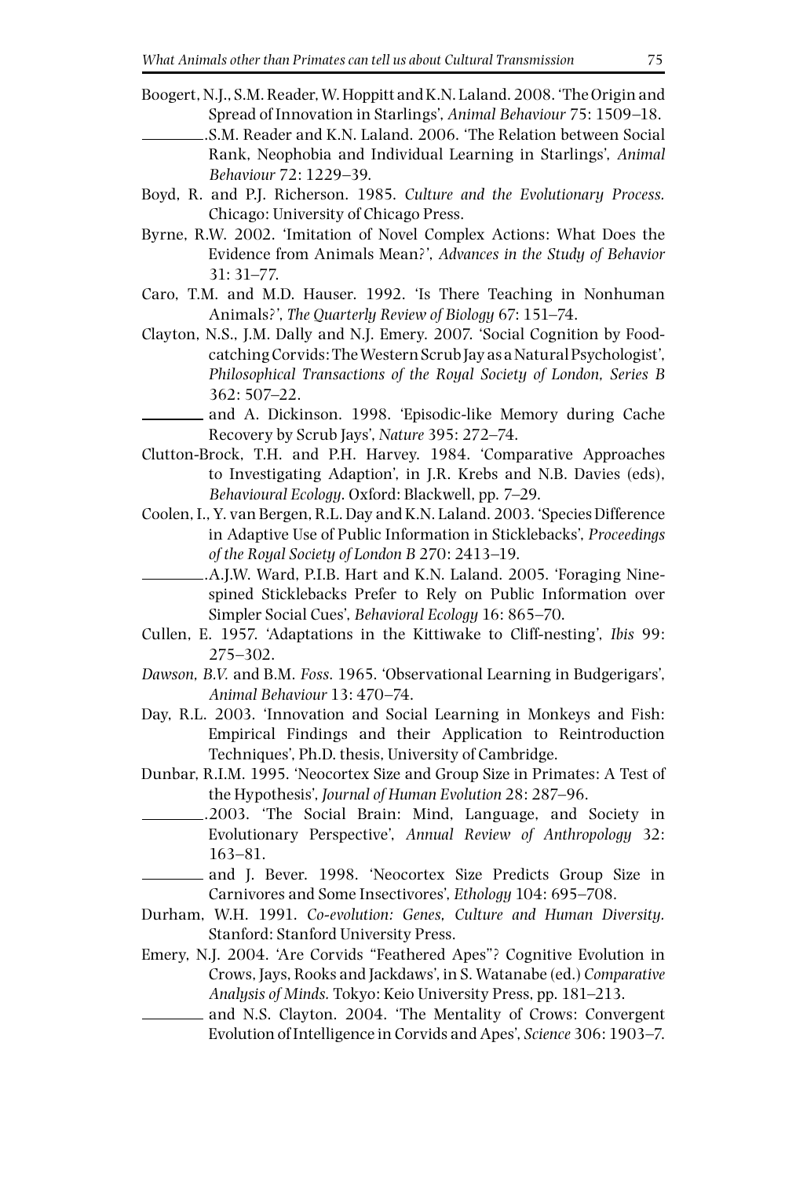Boogert, N.J., S.M. Reader, W. Hoppitt and K.N. Laland. 2008. 'The Origin and Spread of Innovation in Starlings', *Animal Behaviour* 75: 1509–18.

———.S.M. Reader and K.N. Laland. 2006. 'The Relation between Social Rank, Neophobia and Individual Learning in Starlings', *Animal Behaviour* 72: 1229–39.

Boyd, R. and P.J. Richerson. 1985. *Culture and the Evolutionary Process.* Chicago: University of Chicago Press.

Byrne, R.W. 2002. 'Imitation of Novel Complex Actions: What Does the Evidence from Animals Mean?', *Advances in the Study of Behavior* 31: 31–77.

Caro, T.M. and M.D. Hauser. 1992. 'Is There Teaching in Nonhuman Animals?', *The Quarterly Review of Biology* 67: 151–74.

Clayton, N.S., J.M. Dally and N.J. Emery. 2007. 'Social Cognition by Food-catching Corvids: The Western Scrub Jay as a Natural Psychologist', *Philosophical Transactions of the Royal Society of London, Series B* 362: 507–22.

——— and A. Dickinson. 1998. 'Episodic-like Memory during Cache Recovery by Scrub Jays', *Nature* 395: 272–74.

Clutton-Brock, T.H. and P.H. Harvey. 1984. 'Comparative Approaches to Investigating Adaption', in J.R. Krebs and N.B. Davies (eds), *Behavioural Ecology*. Oxford: Blackwell, pp. 7–29.

Coolen, I., Y. van Bergen, R.L. Day and K.N. Laland. 2003. 'Species Difference in Adaptive Use of Public Information in Sticklebacks', *Proceedings of the Royal Society of London B* 270: 2413–19.

———.A.J.W. Ward, P.I.B. Hart and K.N. Laland. 2005. 'Foraging Nine-spined Sticklebacks Prefer to Rely on Public Information over Simpler Social Cues', *Behavioral Ecology* 16: 865–70.

Cullen, E. 1957. 'Adaptations in the Kittiwake to Cliff-nesting', *Ibis* 99: 275–302.

*Dawson, B.V.* and B.M. *Foss*. 1965. 'Observational Learning in Budgerigars', *Animal Behaviour* 13: 470–74.

Day, R.L. 2003. 'Innovation and Social Learning in Monkeys and Fish: Empirical Findings and their Application to Reintroduction Techniques', Ph.D. thesis, University of Cambridge.

Dunbar, R.I.M. 1995. 'Neocortex Size and Group Size in Primates: A Test of the Hypothesis', *Journal of Human Evolution* 28: 287–96.

———.2003. 'The Social Brain: Mind, Language, and Society in Evolutionary Perspective', *Annual Review of Anthropology* 32: 163–81.

——— and J. Bever. 1998. 'Neocortex Size Predicts Group Size in Carnivores and Some Insectivores', *Ethology* 104: 695–708.

Durham, W.H. 1991. *Co-evolution: Genes, Culture and Human Diversity.* Stanford: Stanford University Press.

Emery, N.J. 2004. 'Are Corvids "Feathered Apes"? Cognitive Evolution in Crows, Jays, Rooks and Jackdaws', in S. Watanabe (ed.) *Comparative Analysis of Minds.* Tokyo: Keio University Press, pp. 181–213.

——— and N.S. Clayton. 2004. 'The Mentality of Crows: Convergent Evolution of Intelligence in Corvids and Apes', *Science* 306: 1903–7.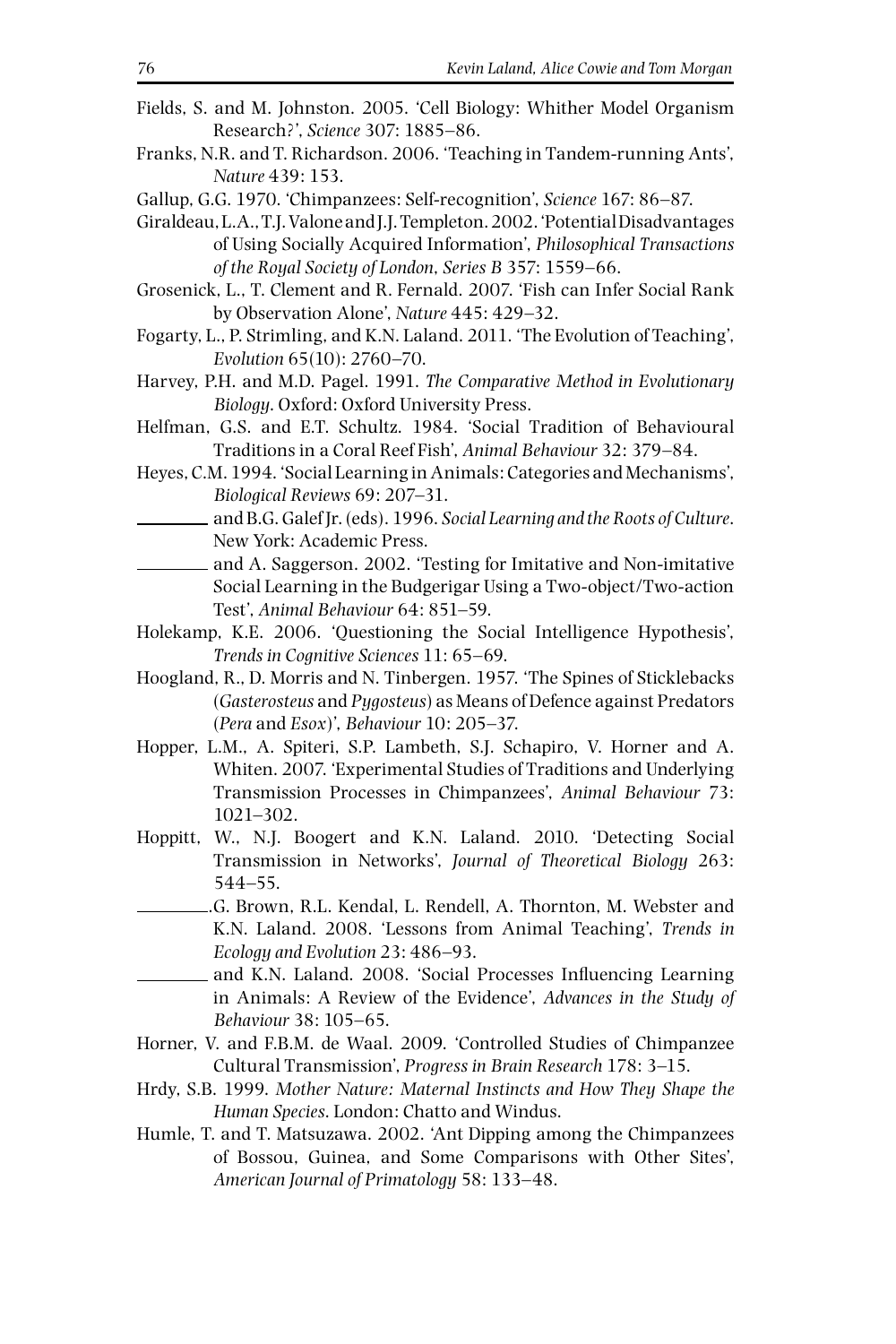Fields, S. and M. Johnston. 2005. 'Cell Biology: Whither Model Organism Research?', *Science* 307: 1885–86.

Franks, N.R. and T. Richardson. 2006. 'Teaching in Tandem-running Ants', *Nature* 439: 153.

Gallup, G.G. 1970. 'Chimpanzees: Self-recognition', *Science* 167: 86–87.

Giraldeau, L.A., T.J. Valone and J.J. Templeton. 2002. 'Potential Disadvantages of Using Socially Acquired Information', *Philosophical Transactions of the Royal Society of London, Series B* 357: 1559–66.

Grosenick, L., T. Clement and R. Fernald. 2007. 'Fish can Infer Social Rank by Observation Alone', *Nature* 445: 429–32.

Fogarty, L., P. Strimling, and K.N. Laland. 2011. 'The Evolution of Teaching', *Evolution* 65(10): 2760–70.

Harvey, P.H. and M.D. Pagel. 1991. *The Comparative Method in Evolutionary Biology*. Oxford: Oxford University Press.

Helfman, G.S. and E.T. Schultz. 1984. 'Social Tradition of Behavioural Traditions in a Coral Reef Fish', *Animal Behaviour* 32: 379–84.

Heyes, C.M. 1994. 'Social Learning in Animals: Categories and Mechanisms', *Biological Reviews* 69: 207–31.

\_\_\_\_\_\_\_\_ and B.G. Galef Jr. (eds). 1996. *Social Learning and the Roots of Culture*. New York: Academic Press.

\_\_\_\_\_\_\_\_ and A. Saggerson. 2002. 'Testing for Imitative and Non-imitative Social Learning in the Budgerigar Using a Two-object/Two-action Test', *Animal Behaviour* 64: 851–59.

Holekamp, K.E. 2006. 'Questioning the Social Intelligence Hypothesis', *Trends in Cognitive Sciences* 11: 65–69.

Hoogland, R., D. Morris and N. Tinbergen. 1957. 'The Spines of Sticklebacks (*Gasterosteus* and *Pygosteus*) as Means of Defence against Predators (*Pera* and *Esox*)', *Behaviour* 10: 205–37.

Hopper, L.M., A. Spiteri, S.P. Lambeth, S.J. Schapiro, V. Horner and A. Whiten. 2007. 'Experimental Studies of Traditions and Underlying Transmission Processes in Chimpanzees', *Animal Behaviour* 73: 1021–302.

Hoppitt, W., N.J. Boogert and K.N. Laland. 2010. 'Detecting Social Transmission in Networks', *Journal of Theoretical Biology* 263: 544–55.

\_\_\_\_\_\_\_\_.G. Brown, R.L. Kendal, L. Rendell, A. Thornton, M. Webster and K.N. Laland. 2008. 'Lessons from Animal Teaching', *Trends in Ecology and Evolution* 23: 486–93.

\_\_\_\_\_\_\_\_ and K.N. Laland. 2008. 'Social Processes Influencing Learning in Animals: A Review of the Evidence', *Advances in the Study of Behaviour* 38: 105–65.

Horner, V. and F.B.M. de Waal. 2009. 'Controlled Studies of Chimpanzee Cultural Transmission', *Progress in Brain Research* 178: 3–15.

Hrdy, S.B. 1999. *Mother Nature: Maternal Instincts and How They Shape the Human Species*. London: Chatto and Windus.

Humle, T. and T. Matsuzawa. 2002. 'Ant Dipping among the Chimpanzees of Bossou, Guinea, and Some Comparisons with Other Sites', *American Journal of Primatology* 58: 133–48.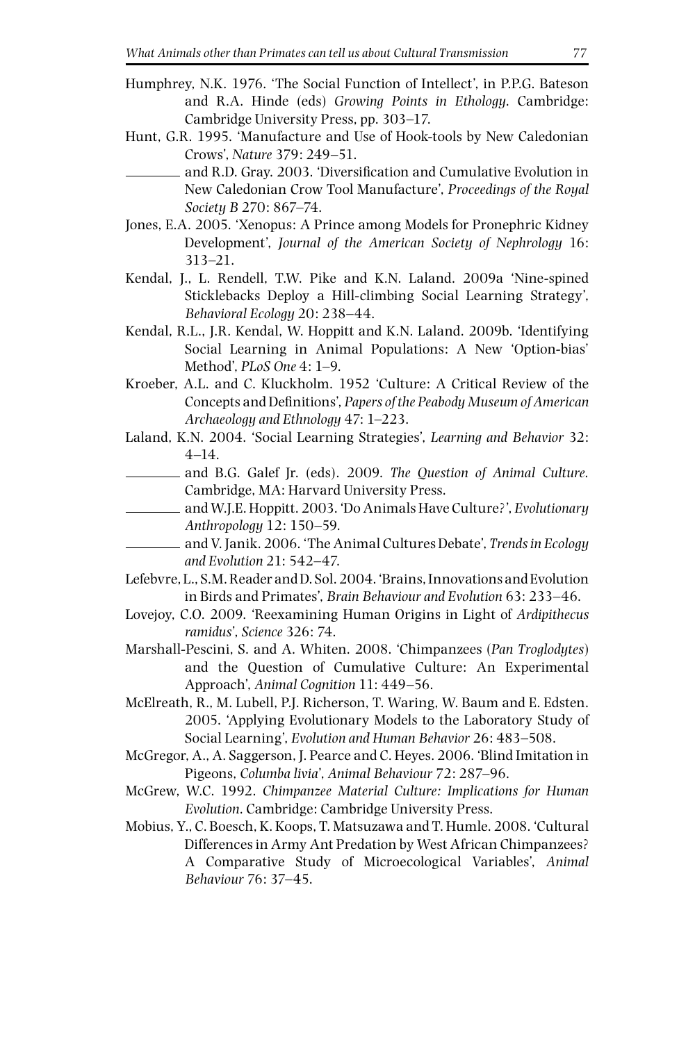Humphrey, N.K. 1976. 'The Social Function of Intellect', in P.P.G. Bateson and R.A. Hinde (eds) *Growing Points in Ethology*. Cambridge: Cambridge University Press, pp. 303–17.

Hunt, G.R. 1995. 'Manufacture and Use of Hook-tools by New Caledonian Crows', *Nature* 379: 249–51.

———— and R.D. Gray. 2003. 'Diversification and Cumulative Evolution in New Caledonian Crow Tool Manufacture', *Proceedings of the Royal Society B* 270: 867–74.

Jones, E.A. 2005. 'Xenopus: A Prince among Models for Pronephric Kidney Development', *Journal of the American Society of Nephrology* 16: 313–21.

Kendal, J., L. Rendell, T.W. Pike and K.N. Laland. 2009a 'Nine-spined Sticklebacks Deploy a Hill-climbing Social Learning Strategy', *Behavioral Ecology* 20: 238–44.

Kendal, R.L., J.R. Kendal, W. Hoppitt and K.N. Laland. 2009b. 'Identifying Social Learning in Animal Populations: A New 'Option-bias' Method', *PLoS One* 4: 1–9.

Kroeber, A.L. and C. Kluckholm. 1952 'Culture: A Critical Review of the Concepts and Definitions', *Papers of the Peabody Museum of American Archaeology and Ethnology* 47: 1–223.

Laland, K.N. 2004. 'Social Learning Strategies', *Learning and Behavior* 32: 4–14.

———— and B.G. Galef Jr. (eds). 2009. *The Question of Animal Culture.* Cambridge, MA: Harvard University Press.

———— and W.J.E. Hoppitt. 2003. 'Do Animals Have Culture?', *Evolutionary Anthropology* 12: 150–59.

———— and V. Janik. 2006. 'The Animal Cultures Debate', *Trends in Ecology and Evolution* 21: 542–47.

Lefebvre, L., S.M. Reader and D. Sol. 2004. 'Brains, Innovations and Evolution in Birds and Primates', *Brain Behaviour and Evolution* 63: 233–46.

Lovejoy, C.O. 2009. 'Reexamining Human Origins in Light of *Ardipithecus ramidus*', *Science* 326: 74.

Marshall-Pescini, S. and A. Whiten. 2008. 'Chimpanzees (*Pan Troglodytes*) and the Question of Cumulative Culture: An Experimental Approach', *Animal Cognition* 11: 449–56.

McElreath, R., M. Lubell, P.J. Richerson, T. Waring, W. Baum and E. Edsten. 2005. 'Applying Evolutionary Models to the Laboratory Study of Social Learning', *Evolution and Human Behavior* 26: 483–508.

McGregor, A., A. Saggerson, J. Pearce and C. Heyes. 2006. 'Blind Imitation in Pigeons, *Columba livia*', *Animal Behaviour* 72: 287–96.

McGrew, W.C. 1992. *Chimpanzee Material Culture: Implications for Human Evolution*. Cambridge: Cambridge University Press.

Mobius, Y., C. Boesch, K. Koops, T. Matsuzawa and T. Humle. 2008. 'Cultural Differences in Army Ant Predation by West African Chimpanzees? A Comparative Study of Microecological Variables', *Animal Behaviour* 76: 37–45.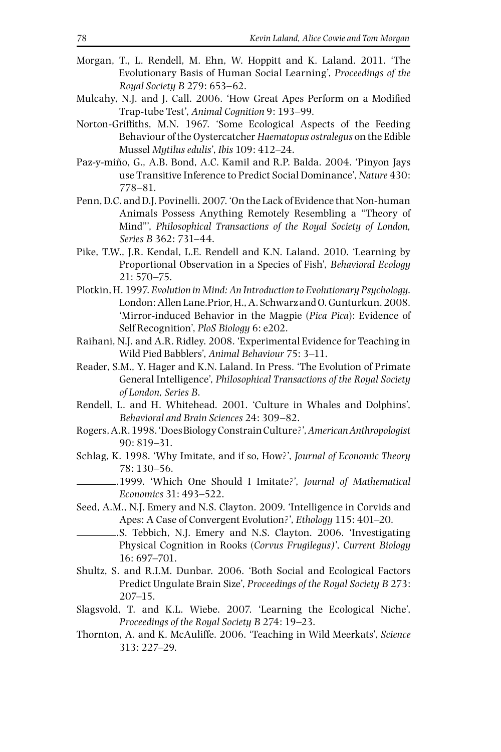Morgan, T., L. Rendell, M. Ehn, W. Hoppitt and K. Laland. 2011. 'The Evolutionary Basis of Human Social Learning', *Proceedings of the Royal Society B* 279: 653–62.

Mulcahy, N.J. and J. Call. 2006. 'How Great Apes Perform on a Modified Trap-tube Test', *Animal Cognition* 9: 193–99.

Norton-Griffiths, M.N. 1967. 'Some Ecological Aspects of the Feeding Behaviour of the Oystercatcher *Haematopus ostralegus* on the Edible Mussel *Mytilus edulis*', *Ibis* 109: 412–24.

Paz-y-miño, G., A.B. Bond, A.C. Kamil and R.P. Balda. 2004. 'Pinyon Jays use Transitive Inference to Predict Social Dominance', *Nature* 430: 778–81.

Penn, D.C. and D.J. Povinelli. 2007. 'On the Lack of Evidence that Non-human Animals Possess Anything Remotely Resembling a "Theory of Mind"', *Philosophical Transactions of the Royal Society of London, Series B* 362: 731–44.

Pike, T.W., J.R. Kendal, L.E. Rendell and K.N. Laland. 2010. 'Learning by Proportional Observation in a Species of Fish', *Behavioral Ecology* 21: 570–75.

Plotkin, H. 1997. *Evolution in Mind: An Introduction to Evolutionary Psychology*. London: Allen Lane.Prior, H., A. Schwarz and O. Gunturkun. 2008. 'Mirror-induced Behavior in the Magpie (*Pica Pica*): Evidence of Self Recognition', *PloS Biology* 6: e202.

Raihani, N.J. and A.R. Ridley. 2008. 'Experimental Evidence for Teaching in Wild Pied Babblers', *Animal Behaviour* 75: 3–11.

Reader, S.M., Y. Hager and K.N. Laland. In Press. 'The Evolution of Primate General Intelligence', *Philosophical Transactions of the Royal Society of London, Series B*.

Rendell, L. and H. Whitehead. 2001. 'Culture in Whales and Dolphins', *Behavioral and Brain Sciences* 24: 309–82.

Rogers, A.R. 1998. 'Does Biology Constrain Culture?', *American Anthropologist* 90: 819–31.

Schlag, K. 1998. 'Why Imitate, and if so, How?', *Journal of Economic Theory* 78: 130–56.

________. 1999. 'Which One Should I Imitate?', *Journal of Mathematical Economics* 31: 493–522.

Seed, A.M., N.J. Emery and N.S. Clayton. 2009. 'Intelligence in Corvids and Apes: A Case of Convergent Evolution?', *Ethology* 115: 401–20.

________.S. Tebbich, N.J. Emery and N.S. Clayton. 2006. 'Investigating Physical Cognition in Rooks (*Corvus Frugilegus)*', *Current Biology* 16: 697–701.

Shultz, S. and R.I.M. Dunbar. 2006. 'Both Social and Ecological Factors Predict Ungulate Brain Size', *Proceedings of the Royal Society B* 273: 207–15.

Slagsvold, T. and K.L. Wiebe. 2007. 'Learning the Ecological Niche', *Proceedings of the Royal Society B* 274: 19–23.

Thornton, A. and K. McAuliffe. 2006. 'Teaching in Wild Meerkats', *Science* 313: 227–29.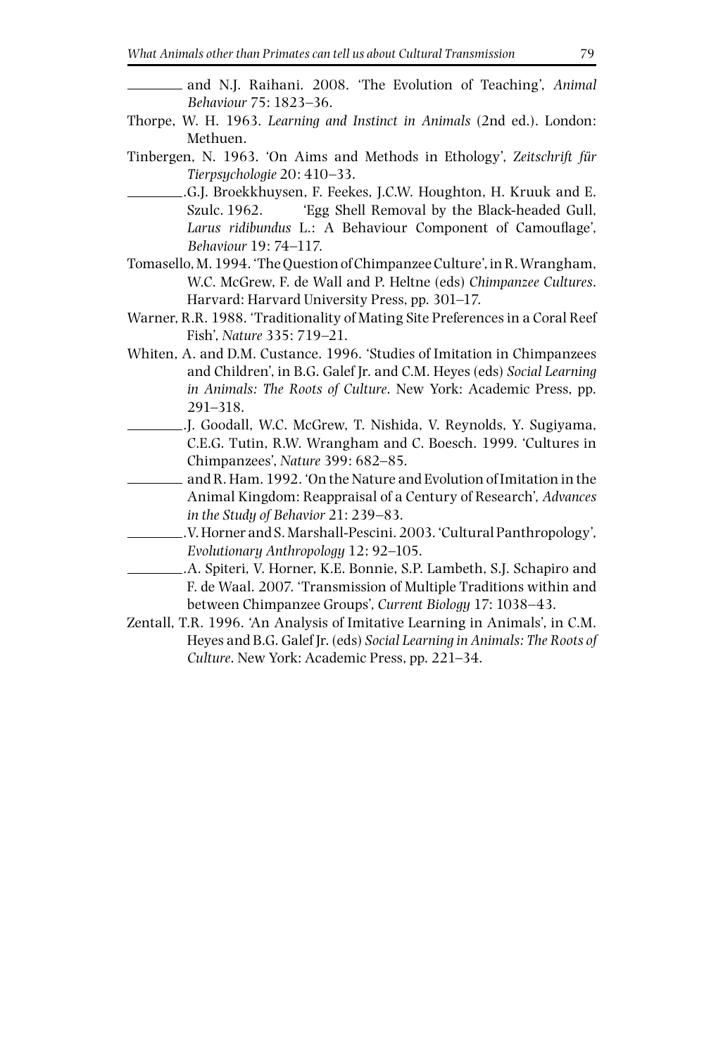——— and N.J. Raihani. 2008. 'The Evolution of Teaching', *Animal Behaviour* 75: 1823–36.

Thorpe, W. H. 1963. *Learning and Instinct in Animals* (2nd ed.). London: Methuen.

Tinbergen, N. 1963. 'On Aims and Methods in Ethology', *Zeitschrift für Tierpsychologie* 20: 410–33.

———.G.J. Broekkhuysen, F. Feekes, J.C.W. Houghton, H. Kruuk and E. Szulc. 1962. 'Egg Shell Removal by the Black-headed Gull, *Larus ridibundus* L.: A Behaviour Component of Camouflage', *Behaviour* 19: 74–117.

Tomasello, M. 1994. 'The Question of Chimpanzee Culture', in R. Wrangham, W.C. McGrew, F. de Wall and P. Heltne (eds) *Chimpanzee Cultures*. Harvard: Harvard University Press, pp. 301–17.

Warner, R.R. 1988. 'Traditionality of Mating Site Preferences in a Coral Reef Fish', *Nature* 335: 719–21.

Whiten, A. and D.M. Custance. 1996. 'Studies of Imitation in Chimpanzees and Children', in B.G. Galef Jr. and C.M. Heyes (eds) *Social Learning in Animals: The Roots of Culture*. New York: Academic Press, pp. 291–318.

———.J. Goodall, W.C. McGrew, T. Nishida, V. Reynolds, Y. Sugiyama, C.E.G. Tutin, R.W. Wrangham and C. Boesch. 1999. 'Cultures in Chimpanzees', *Nature* 399: 682–85.

——— and R. Ham. 1992. 'On the Nature and Evolution of Imitation in the Animal Kingdom: Reappraisal of a Century of Research', *Advances in the Study of Behavior* 21: 239–83.

———.V. Horner and S. Marshall-Pescini. 2003. 'Cultural Panthropology', *Evolutionary Anthropology* 12: 92–105.

———.A. Spiteri, V. Horner, K.E. Bonnie, S.P. Lambeth, S.J. Schapiro and F. de Waal. 2007. 'Transmission of Multiple Traditions within and between Chimpanzee Groups', *Current Biology* 17: 1038–43.

Zentall, T.R. 1996. 'An Analysis of Imitative Learning in Animals', in C.M. Heyes and B.G. Galef Jr. (eds) *Social Learning in Animals: The Roots of Culture*. New York: Academic Press, pp. 221–34.